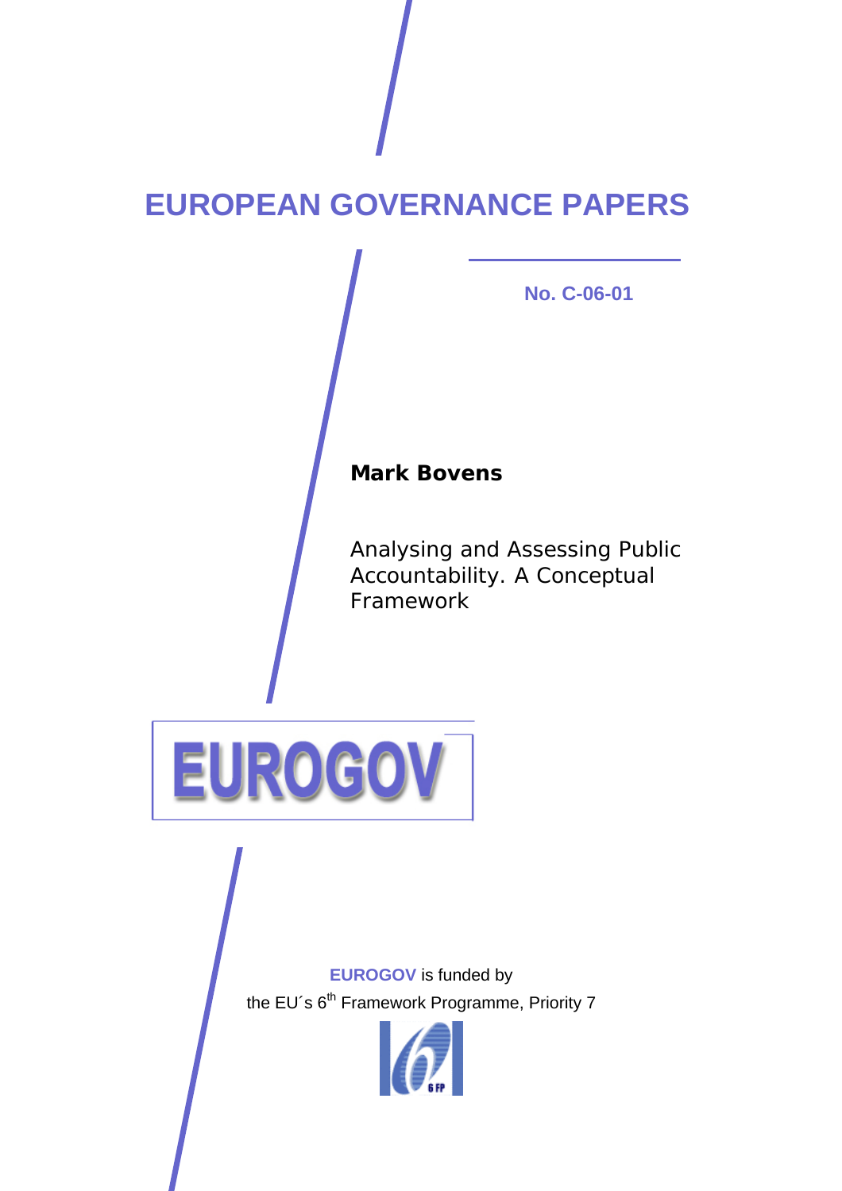# EUROPEAN GOVERNANCE PAPERS

**No. C-06-01**

**Mark Bovens**

Analysing and Assessing Public Accountability. A Conceptual Framework

EUROGOV

**EUROGOV** is funded by the EU´s 6th Framework Programme, Priority 7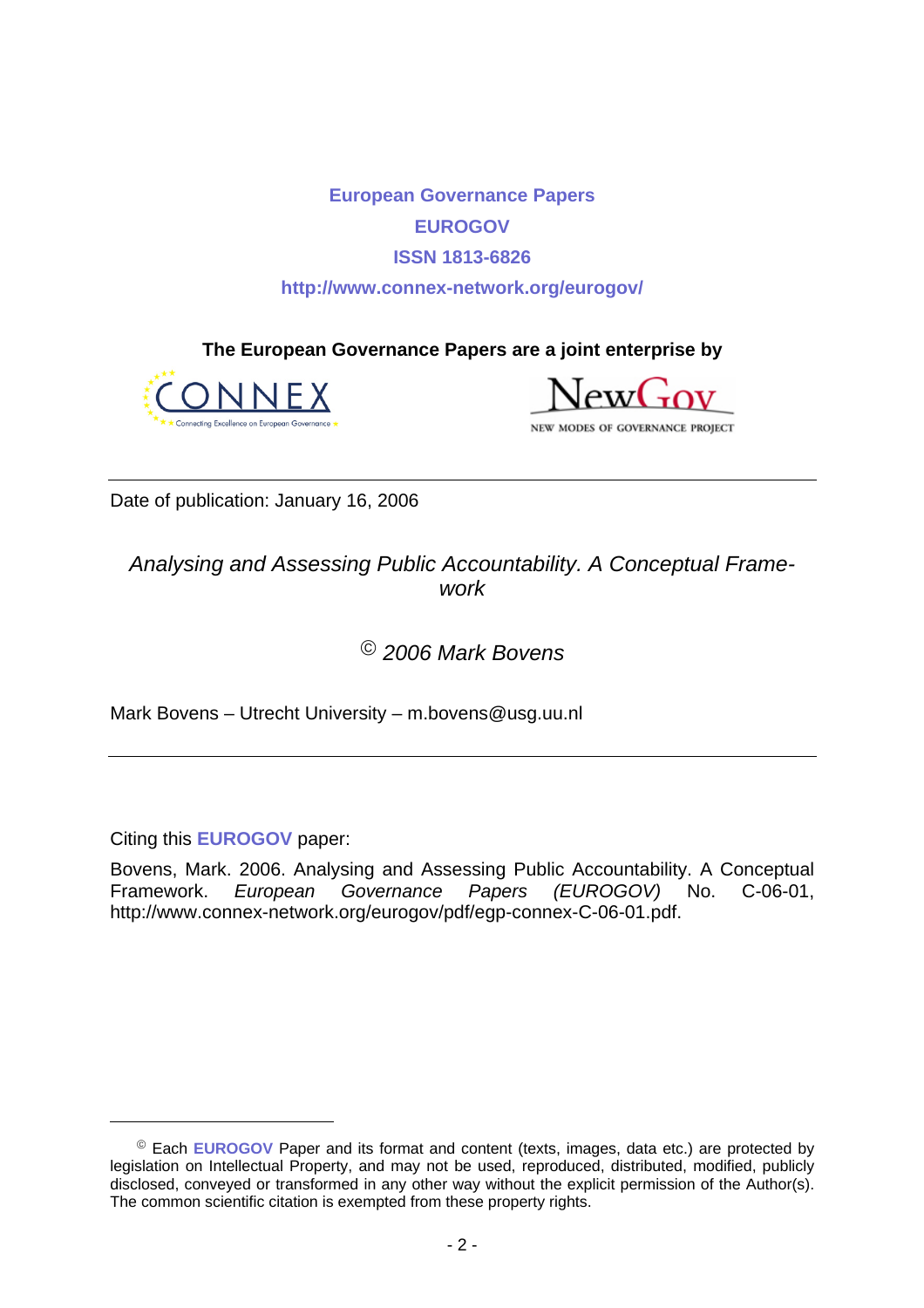**European Governance Papers**
**EUROGOV**
**ISSN 1813-6826**
**http://www.connex-network.org/eurogov/**

**The European Governance Papers are a joint enterprise by**

CONNEX
Connecting Excellence on European Governance

NewGov
NEW MODES OF GOVERNANCE PROJECT

---

Date of publication: January 16, 2006

*Analysing and Assessing Public Accountability. A Conceptual Framework*

© *2006 Mark Bovens*

Mark Bovens – Utrecht University – m.bovens@usg.uu.nl

---

Citing this **EUROGOV** paper:

Bovens, Mark. 2006. Analysing and Assessing Public Accountability. A Conceptual Framework. *European Governance Papers (EUROGOV)* No. C-06-01, http://www.connex-network.org/eurogov/pdf/egp-connex-C-06-01.pdf.

---

© Each **EUROGOV** Paper and its format and content (texts, images, data etc.) are protected by legislation on Intellectual Property, and may not be used, reproduced, distributed, modified, publicly disclosed, conveyed or transformed in any other way without the explicit permission of the Author(s). The common scientific citation is exempted from these property rights.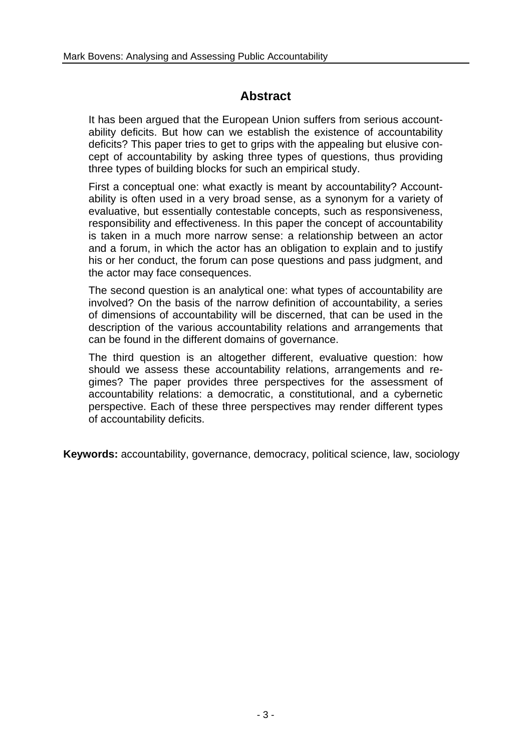## Abstract

It has been argued that the European Union suffers from serious accountability deficits. But how can we establish the existence of accountability deficits? This paper tries to get to grips with the appealing but elusive concept of accountability by asking three types of questions, thus providing three types of building blocks for such an empirical study.

First a conceptual one: what exactly is meant by accountability? Accountability is often used in a very broad sense, as a synonym for a variety of evaluative, but essentially contestable concepts, such as responsiveness, responsibility and effectiveness. In this paper the concept of accountability is taken in a much more narrow sense: a relationship between an actor and a forum, in which the actor has an obligation to explain and to justify his or her conduct, the forum can pose questions and pass judgment, and the actor may face consequences.

The second question is an analytical one: what types of accountability are involved? On the basis of the narrow definition of accountability, a series of dimensions of accountability will be discerned, that can be used in the description of the various accountability relations and arrangements that can be found in the different domains of governance.

The third question is an altogether different, evaluative question: how should we assess these accountability relations, arrangements and regimes? The paper provides three perspectives for the assessment of accountability relations: a democratic, a constitutional, and a cybernetic perspective. Each of these three perspectives may render different types of accountability deficits.

**Keywords:** accountability, governance, democracy, political science, law, sociology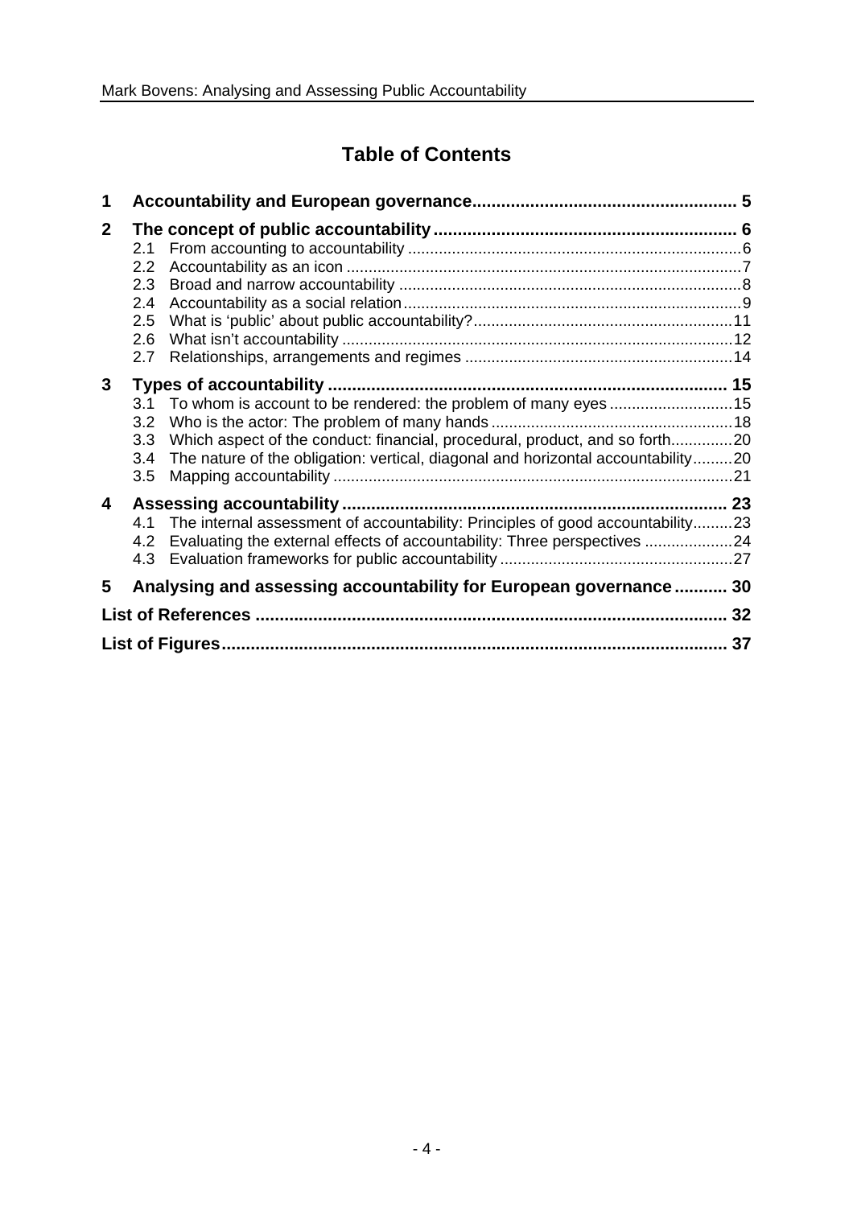# Table of Contents

**1 Accountability and European governance ....................................................... 5**

**2 The concept of public accountability ............................................................... 6**

- 2.1 From accounting to accountability ........................................................................... 6
- 2.2 Accountability as an icon ......................................................................................... 7
- 2.3 Broad and narrow accountability ............................................................................. 8
- 2.4 Accountability as a social relation ............................................................................ 9
- 2.5 What is 'public' about public accountability? ........................................................... 11
- 2.6 What isn't accountability ........................................................................................ 12
- 2.7 Relationships, arrangements and regimes ............................................................ 14

**3 Types of accountability .................................................................................. 15**

- 3.1 To whom is account to be rendered: the problem of many eyes ............................ 15
- 3.2 Who is the actor: The problem of many hands ....................................................... 18
- 3.3 Which aspect of the conduct: financial, procedural, product, and so forth .............. 20
- 3.4 The nature of the obligation: vertical, diagonal and horizontal accountability ......... 20
- 3.5 Mapping accountability .......................................................................................... 21

**4 Assessing accountability ................................................................................ 23**

- 4.1 The internal assessment of accountability: Principles of good accountability ......... 23
- 4.2 Evaluating the external effects of accountability: Three perspectives .................... 24
- 4.3 Evaluation frameworks for public accountability ..................................................... 27

**5 Analysing and assessing accountability for European governance ........... 30**

**List of References .................................................................................................. 32**

**List of Figures ......................................................................................................... 37**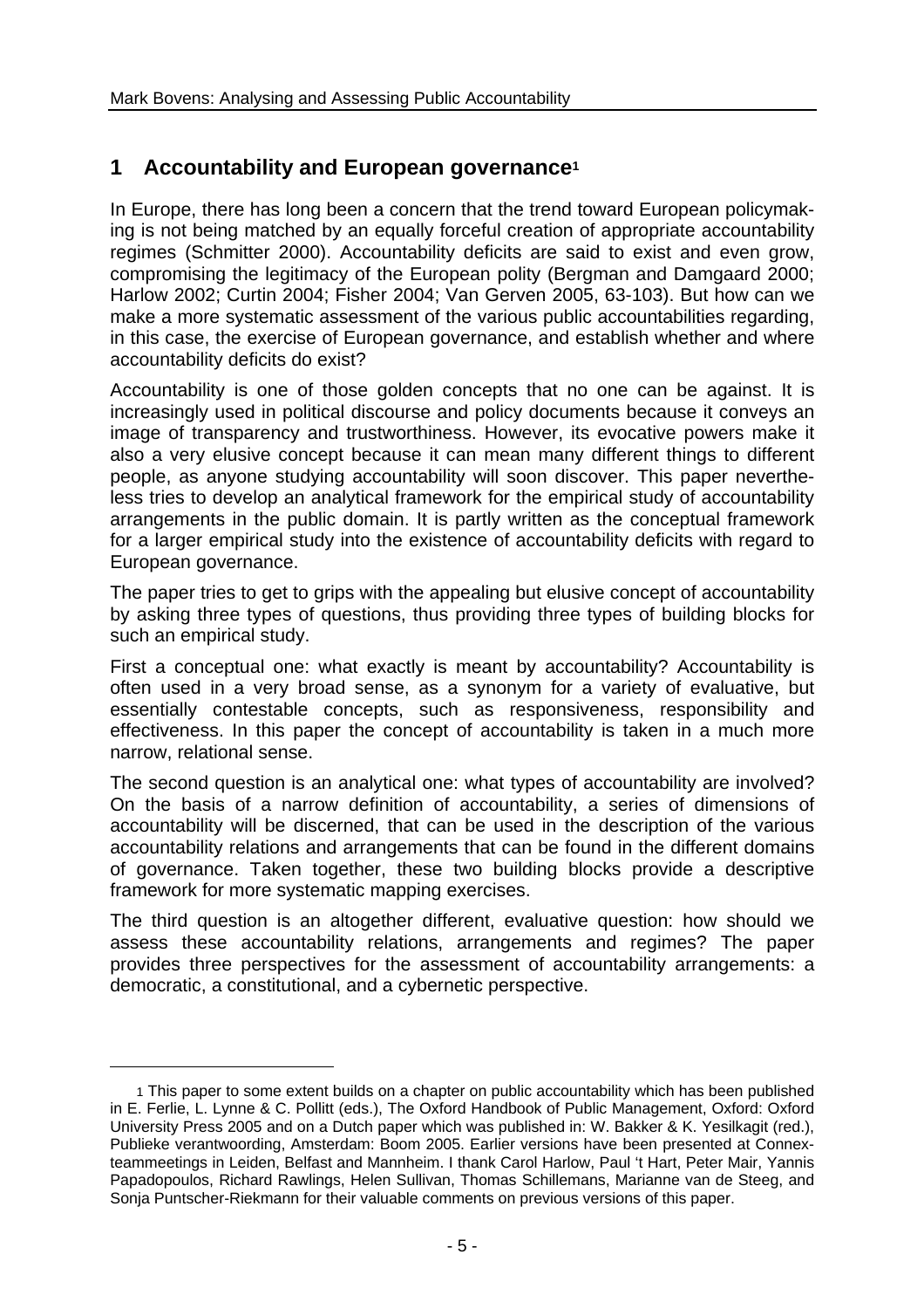## 1 Accountability and European governance[1]

In Europe, there has long been a concern that the trend toward European policymaking is not being matched by an equally forceful creation of appropriate accountability regimes (Schmitter 2000). Accountability deficits are said to exist and even grow, compromising the legitimacy of the European polity (Bergman and Damgaard 2000; Harlow 2002; Curtin 2004; Fisher 2004; Van Gerven 2005, 63-103). But how can we make a more systematic assessment of the various public accountabilities regarding, in this case, the exercise of European governance, and establish whether and where accountability deficits do exist?

Accountability is one of those golden concepts that no one can be against. It is increasingly used in political discourse and policy documents because it conveys an image of transparency and trustworthiness. However, its evocative powers make it also a very elusive concept because it can mean many different things to different people, as anyone studying accountability will soon discover. This paper nevertheless tries to develop an analytical framework for the empirical study of accountability arrangements in the public domain. It is partly written as the conceptual framework for a larger empirical study into the existence of accountability deficits with regard to European governance.

The paper tries to get to grips with the appealing but elusive concept of accountability by asking three types of questions, thus providing three types of building blocks for such an empirical study.

First a conceptual one: what exactly is meant by accountability? Accountability is often used in a very broad sense, as a synonym for a variety of evaluative, but essentially contestable concepts, such as responsiveness, responsibility and effectiveness. In this paper the concept of accountability is taken in a much more narrow, relational sense.

The second question is an analytical one: what types of accountability are involved? On the basis of a narrow definition of accountability, a series of dimensions of accountability will be discerned, that can be used in the description of the various accountability relations and arrangements that can be found in the different domains of governance. Taken together, these two building blocks provide a descriptive framework for more systematic mapping exercises.

The third question is an altogether different, evaluative question: how should we assess these accountability relations, arrangements and regimes? The paper provides three perspectives for the assessment of accountability arrangements: a democratic, a constitutional, and a cybernetic perspective.

---

[1] This paper to some extent builds on a chapter on public accountability which has been published in E. Ferlie, L. Lynne & C. Pollitt (eds.), The Oxford Handbook of Public Management, Oxford: Oxford University Press 2005 and on a Dutch paper which was published in: W. Bakker & K. Yesilkagit (red.), Publieke verantwoording, Amsterdam: Boom 2005. Earlier versions have been presented at Connex-teammeetings in Leiden, Belfast and Mannheim. I thank Carol Harlow, Paul 't Hart, Peter Mair, Yannis Papadopoulos, Richard Rawlings, Helen Sullivan, Thomas Schillemans, Marianne van de Steeg, and Sonja Puntscher-Riekmann for their valuable comments on previous versions of this paper.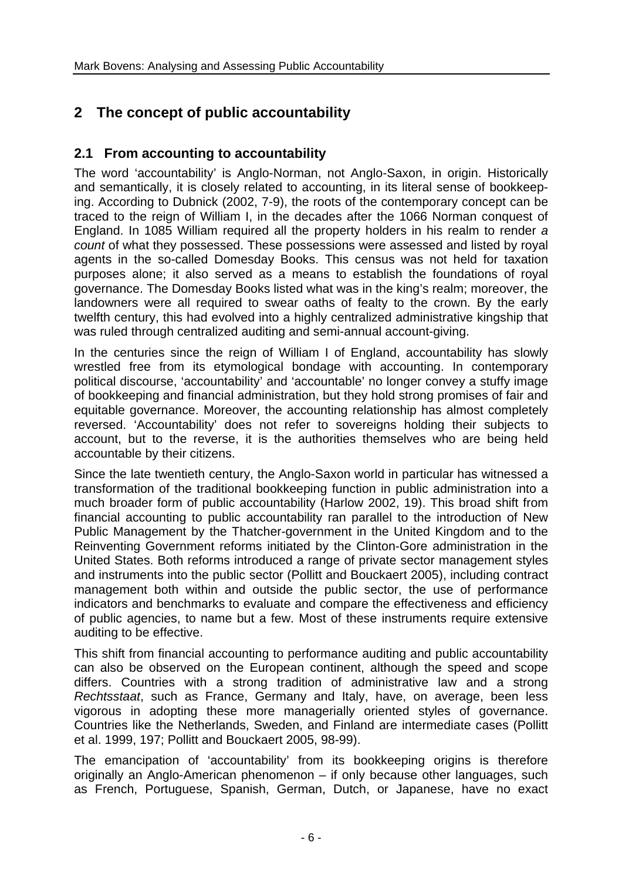## 2 The concept of public accountability

### 2.1 From accounting to accountability

The word 'accountability' is Anglo-Norman, not Anglo-Saxon, in origin. Historically and semantically, it is closely related to accounting, in its literal sense of bookkeeping. According to Dubnick (2002, 7-9), the roots of the contemporary concept can be traced to the reign of William I, in the decades after the 1066 Norman conquest of England. In 1085 William required all the property holders in his realm to render *a count* of what they possessed. These possessions were assessed and listed by royal agents in the so-called Domesday Books. This census was not held for taxation purposes alone; it also served as a means to establish the foundations of royal governance. The Domesday Books listed what was in the king's realm; moreover, the landowners were all required to swear oaths of fealty to the crown. By the early twelfth century, this had evolved into a highly centralized administrative kingship that was ruled through centralized auditing and semi-annual account-giving.

In the centuries since the reign of William I of England, accountability has slowly wrestled free from its etymological bondage with accounting. In contemporary political discourse, 'accountability' and 'accountable' no longer convey a stuffy image of bookkeeping and financial administration, but they hold strong promises of fair and equitable governance. Moreover, the accounting relationship has almost completely reversed. 'Accountability' does not refer to sovereigns holding their subjects to account, but to the reverse, it is the authorities themselves who are being held accountable by their citizens.

Since the late twentieth century, the Anglo-Saxon world in particular has witnessed a transformation of the traditional bookkeeping function in public administration into a much broader form of public accountability (Harlow 2002, 19). This broad shift from financial accounting to public accountability ran parallel to the introduction of New Public Management by the Thatcher-government in the United Kingdom and to the Reinventing Government reforms initiated by the Clinton-Gore administration in the United States. Both reforms introduced a range of private sector management styles and instruments into the public sector (Pollitt and Bouckaert 2005), including contract management both within and outside the public sector, the use of performance indicators and benchmarks to evaluate and compare the effectiveness and efficiency of public agencies, to name but a few. Most of these instruments require extensive auditing to be effective.

This shift from financial accounting to performance auditing and public accountability can also be observed on the European continent, although the speed and scope differs. Countries with a strong tradition of administrative law and a strong *Rechtsstaat*, such as France, Germany and Italy, have, on average, been less vigorous in adopting these more managerially oriented styles of governance. Countries like the Netherlands, Sweden, and Finland are intermediate cases (Pollitt et al. 1999, 197; Pollitt and Bouckaert 2005, 98-99).

The emancipation of 'accountability' from its bookkeeping origins is therefore originally an Anglo-American phenomenon – if only because other languages, such as French, Portuguese, Spanish, German, Dutch, or Japanese, have no exact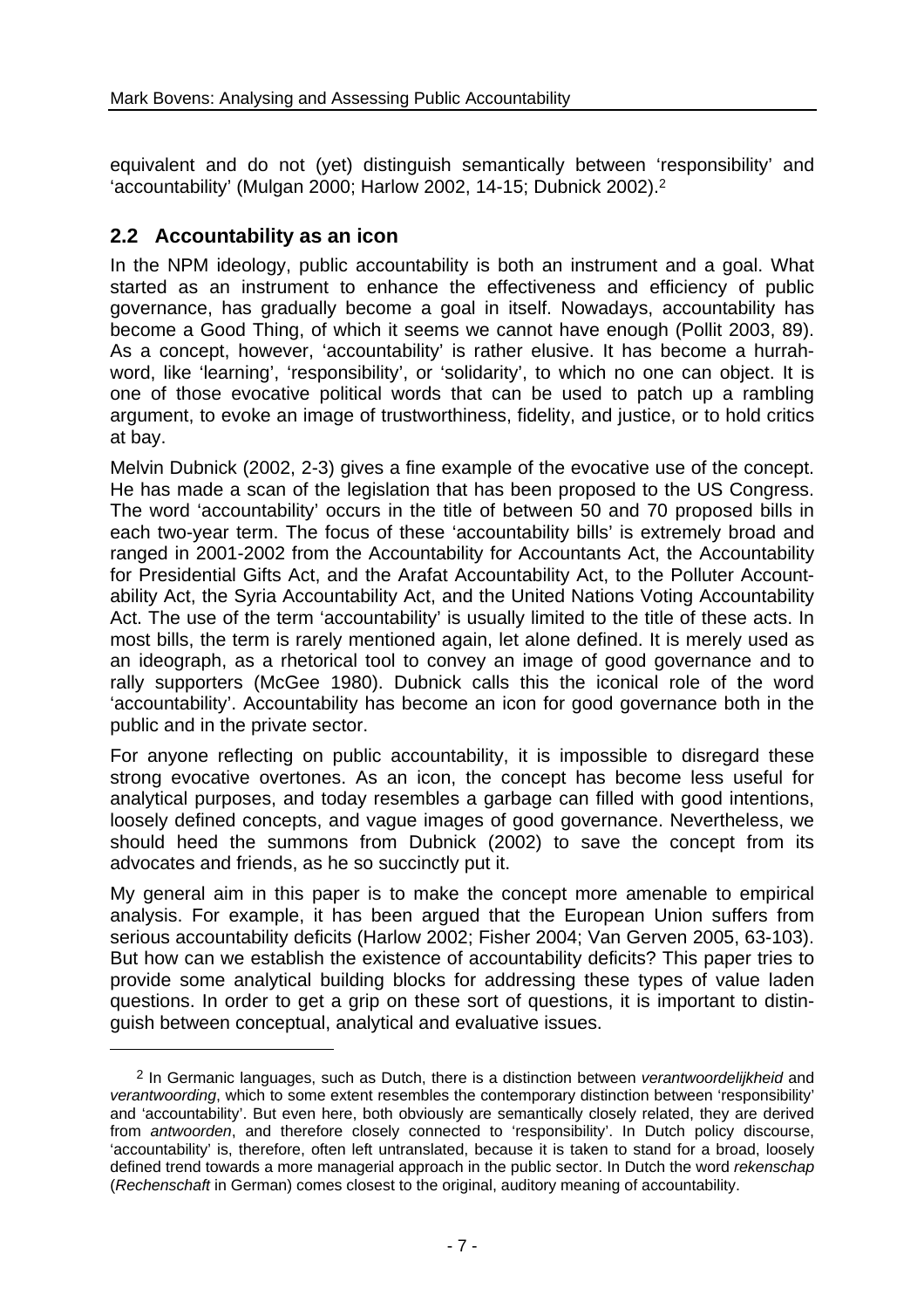equivalent and do not (yet) distinguish semantically between 'responsibility' and 'accountability' (Mulgan 2000; Harlow 2002, 14-15; Dubnick 2002).[2]

## 2.2 Accountability as an icon

In the NPM ideology, public accountability is both an instrument and a goal. What started as an instrument to enhance the effectiveness and efficiency of public governance, has gradually become a goal in itself. Nowadays, accountability has become a Good Thing, of which it seems we cannot have enough (Pollit 2003, 89). As a concept, however, 'accountability' is rather elusive. It has become a hurrah-word, like 'learning', 'responsibility', or 'solidarity', to which no one can object. It is one of those evocative political words that can be used to patch up a rambling argument, to evoke an image of trustworthiness, fidelity, and justice, or to hold critics at bay.

Melvin Dubnick (2002, 2-3) gives a fine example of the evocative use of the concept. He has made a scan of the legislation that has been proposed to the US Congress. The word 'accountability' occurs in the title of between 50 and 70 proposed bills in each two-year term. The focus of these 'accountability bills' is extremely broad and ranged in 2001-2002 from the Accountability for Accountants Act, the Accountability for Presidential Gifts Act, and the Arafat Accountability Act, to the Polluter Accountability Act, the Syria Accountability Act, and the United Nations Voting Accountability Act. The use of the term 'accountability' is usually limited to the title of these acts. In most bills, the term is rarely mentioned again, let alone defined. It is merely used as an ideograph, as a rhetorical tool to convey an image of good governance and to rally supporters (McGee 1980). Dubnick calls this the iconical role of the word 'accountability'. Accountability has become an icon for good governance both in the public and in the private sector.

For anyone reflecting on public accountability, it is impossible to disregard these strong evocative overtones. As an icon, the concept has become less useful for analytical purposes, and today resembles a garbage can filled with good intentions, loosely defined concepts, and vague images of good governance. Nevertheless, we should heed the summons from Dubnick (2002) to save the concept from its advocates and friends, as he so succinctly put it.

My general aim in this paper is to make the concept more amenable to empirical analysis. For example, it has been argued that the European Union suffers from serious accountability deficits (Harlow 2002; Fisher 2004; Van Gerven 2005, 63-103). But how can we establish the existence of accountability deficits? This paper tries to provide some analytical building blocks for addressing these types of value laden questions. In order to get a grip on these sort of questions, it is important to distinguish between conceptual, analytical and evaluative issues.

---

[2] In Germanic languages, such as Dutch, there is a distinction between *verantwoordelijkheid* and *verantwoording*, which to some extent resembles the contemporary distinction between 'responsibility' and 'accountability'. But even here, both obviously are semantically closely related, they are derived from *antwoorden*, and therefore closely connected to 'responsibility'. In Dutch policy discourse, 'accountability' is, therefore, often left untranslated, because it is taken to stand for a broad, loosely defined trend towards a more managerial approach in the public sector. In Dutch the word *rekenschap* (*Rechenschaft* in German) comes closest to the original, auditory meaning of accountability.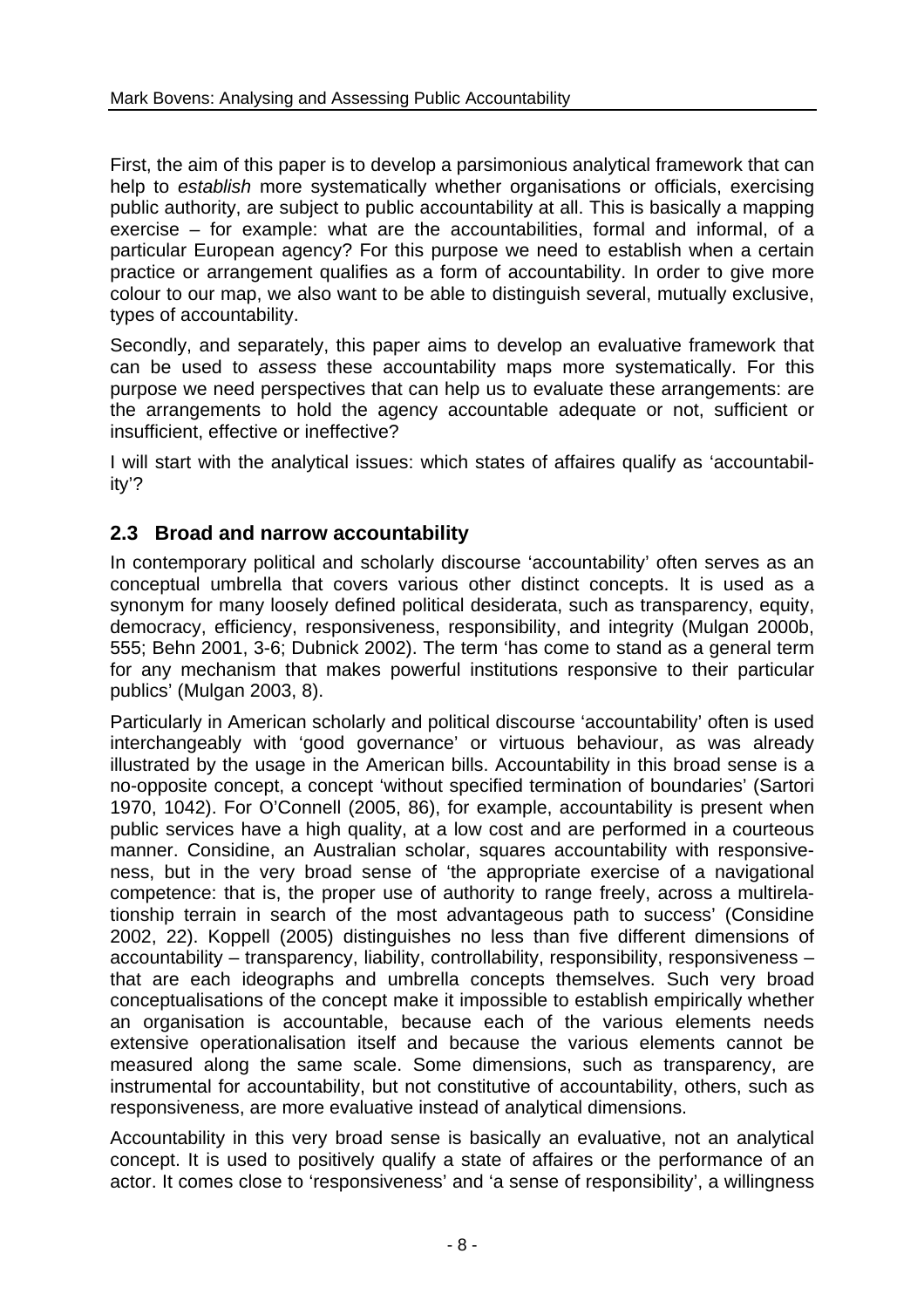First, the aim of this paper is to develop a parsimonious analytical framework that can help to *establish* more systematically whether organisations or officials, exercising public authority, are subject to public accountability at all. This is basically a mapping exercise – for example: what are the accountabilities, formal and informal, of a particular European agency? For this purpose we need to establish when a certain practice or arrangement qualifies as a form of accountability. In order to give more colour to our map, we also want to be able to distinguish several, mutually exclusive, types of accountability.

Secondly, and separately, this paper aims to develop an evaluative framework that can be used to *assess* these accountability maps more systematically. For this purpose we need perspectives that can help us to evaluate these arrangements: are the arrangements to hold the agency accountable adequate or not, sufficient or insufficient, effective or ineffective?

I will start with the analytical issues: which states of affaires qualify as 'accountability'?

## 2.3 Broad and narrow accountability

In contemporary political and scholarly discourse 'accountability' often serves as an conceptual umbrella that covers various other distinct concepts. It is used as a synonym for many loosely defined political desiderata, such as transparency, equity, democracy, efficiency, responsiveness, responsibility, and integrity (Mulgan 2000b, 555; Behn 2001, 3-6; Dubnick 2002). The term 'has come to stand as a general term for any mechanism that makes powerful institutions responsive to their particular publics' (Mulgan 2003, 8).

Particularly in American scholarly and political discourse 'accountability' often is used interchangeably with 'good governance' or virtuous behaviour, as was already illustrated by the usage in the American bills. Accountability in this broad sense is a no-opposite concept, a concept 'without specified termination of boundaries' (Sartori 1970, 1042). For O'Connell (2005, 86), for example, accountability is present when public services have a high quality, at a low cost and are performed in a courteous manner. Considine, an Australian scholar, squares accountability with responsiveness, but in the very broad sense of 'the appropriate exercise of a navigational competence: that is, the proper use of authority to range freely, across a multirelationship terrain in search of the most advantageous path to success' (Considine 2002, 22). Koppell (2005) distinguishes no less than five different dimensions of accountability – transparency, liability, controllability, responsibility, responsiveness – that are each ideographs and umbrella concepts themselves. Such very broad conceptualisations of the concept make it impossible to establish empirically whether an organisation is accountable, because each of the various elements needs extensive operationalisation itself and because the various elements cannot be measured along the same scale. Some dimensions, such as transparency, are instrumental for accountability, but not constitutive of accountability, others, such as responsiveness, are more evaluative instead of analytical dimensions.

Accountability in this very broad sense is basically an evaluative, not an analytical concept. It is used to positively qualify a state of affaires or the performance of an actor. It comes close to 'responsiveness' and 'a sense of responsibility', a willingness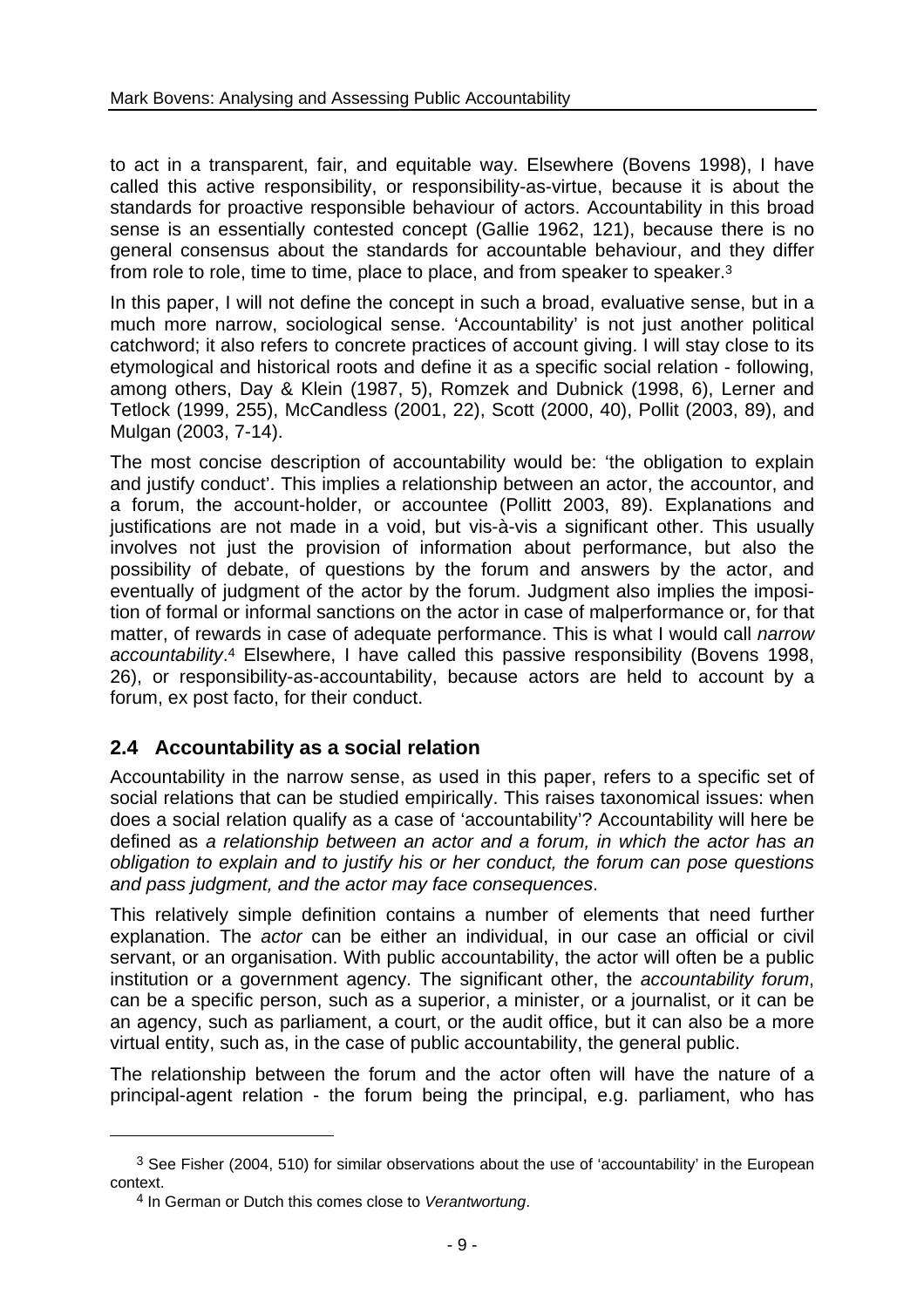to act in a transparent, fair, and equitable way. Elsewhere (Bovens 1998), I have called this active responsibility, or responsibility-as-virtue, because it is about the standards for proactive responsible behaviour of actors. Accountability in this broad sense is an essentially contested concept (Gallie 1962, 121), because there is no general consensus about the standards for accountable behaviour, and they differ from role to role, time to time, place to place, and from speaker to speaker.[3]

In this paper, I will not define the concept in such a broad, evaluative sense, but in a much more narrow, sociological sense. 'Accountability' is not just another political catchword; it also refers to concrete practices of account giving. I will stay close to its etymological and historical roots and define it as a specific social relation - following, among others, Day & Klein (1987, 5), Romzek and Dubnick (1998, 6), Lerner and Tetlock (1999, 255), McCandless (2001, 22), Scott (2000, 40), Pollit (2003, 89), and Mulgan (2003, 7-14).

The most concise description of accountability would be: 'the obligation to explain and justify conduct'. This implies a relationship between an actor, the accountor, and a forum, the account-holder, or accountee (Pollitt 2003, 89). Explanations and justifications are not made in a void, but vis-à-vis a significant other. This usually involves not just the provision of information about performance, but also the possibility of debate, of questions by the forum and answers by the actor, and eventually of judgment of the actor by the forum. Judgment also implies the imposition of formal or informal sanctions on the actor in case of malperformance or, for that matter, of rewards in case of adequate performance. This is what I would call *narrow accountability*.[4] Elsewhere, I have called this passive responsibility (Bovens 1998, 26), or responsibility-as-accountability, because actors are held to account by a forum, ex post facto, for their conduct.

## 2.4 Accountability as a social relation

Accountability in the narrow sense, as used in this paper, refers to a specific set of social relations that can be studied empirically. This raises taxonomical issues: when does a social relation qualify as a case of 'accountability'? Accountability will here be defined as *a relationship between an actor and a forum, in which the actor has an obligation to explain and to justify his or her conduct, the forum can pose questions and pass judgment, and the actor may face consequences*.

This relatively simple definition contains a number of elements that need further explanation. The *actor* can be either an individual, in our case an official or civil servant, or an organisation. With public accountability, the actor will often be a public institution or a government agency. The significant other, the *accountability forum*, can be a specific person, such as a superior, a minister, or a journalist, or it can be an agency, such as parliament, a court, or the audit office, but it can also be a more virtual entity, such as, in the case of public accountability, the general public.

The relationship between the forum and the actor often will have the nature of a principal-agent relation - the forum being the principal, e.g. parliament, who has

---

[3] See Fisher (2004, 510) for similar observations about the use of 'accountability' in the European context.

[4] In German or Dutch this comes close to *Verantwortung*.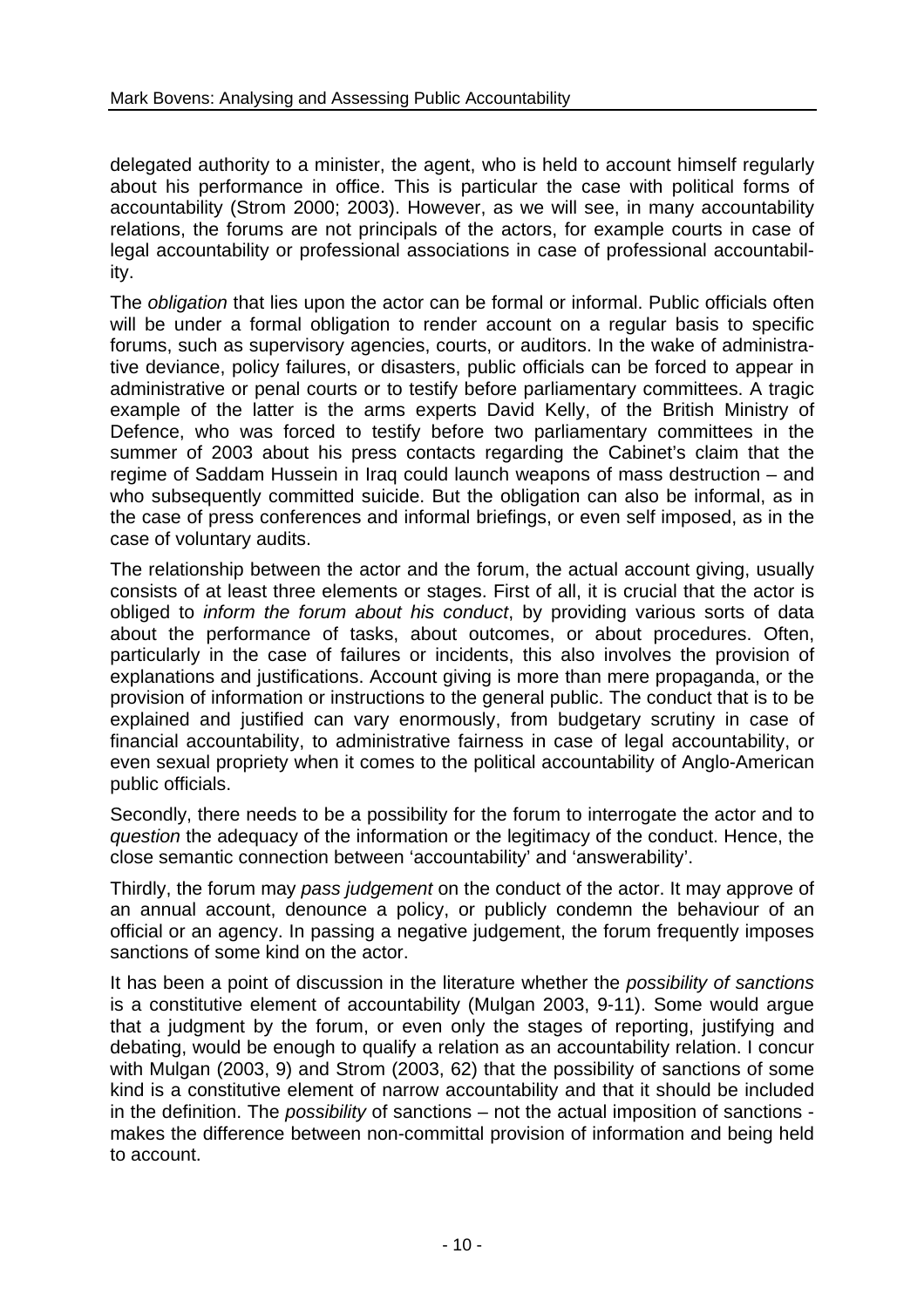delegated authority to a minister, the agent, who is held to account himself regularly about his performance in office. This is particular the case with political forms of accountability (Strom 2000; 2003). However, as we will see, in many accountability relations, the forums are not principals of the actors, for example courts in case of legal accountability or professional associations in case of professional accountability.

The *obligation* that lies upon the actor can be formal or informal. Public officials often will be under a formal obligation to render account on a regular basis to specific forums, such as supervisory agencies, courts, or auditors. In the wake of administrative deviance, policy failures, or disasters, public officials can be forced to appear in administrative or penal courts or to testify before parliamentary committees. A tragic example of the latter is the arms experts David Kelly, of the British Ministry of Defence, who was forced to testify before two parliamentary committees in the summer of 2003 about his press contacts regarding the Cabinet's claim that the regime of Saddam Hussein in Iraq could launch weapons of mass destruction – and who subsequently committed suicide. But the obligation can also be informal, as in the case of press conferences and informal briefings, or even self imposed, as in the case of voluntary audits.

The relationship between the actor and the forum, the actual account giving, usually consists of at least three elements or stages. First of all, it is crucial that the actor is obliged to *inform the forum about his conduct*, by providing various sorts of data about the performance of tasks, about outcomes, or about procedures. Often, particularly in the case of failures or incidents, this also involves the provision of explanations and justifications. Account giving is more than mere propaganda, or the provision of information or instructions to the general public. The conduct that is to be explained and justified can vary enormously, from budgetary scrutiny in case of financial accountability, to administrative fairness in case of legal accountability, or even sexual propriety when it comes to the political accountability of Anglo-American public officials.

Secondly, there needs to be a possibility for the forum to interrogate the actor and to *question* the adequacy of the information or the legitimacy of the conduct. Hence, the close semantic connection between 'accountability' and 'answerability'.

Thirdly, the forum may *pass judgement* on the conduct of the actor. It may approve of an annual account, denounce a policy, or publicly condemn the behaviour of an official or an agency. In passing a negative judgement, the forum frequently imposes sanctions of some kind on the actor.

It has been a point of discussion in the literature whether the *possibility of sanctions* is a constitutive element of accountability (Mulgan 2003, 9-11). Some would argue that a judgment by the forum, or even only the stages of reporting, justifying and debating, would be enough to qualify a relation as an accountability relation. I concur with Mulgan (2003, 9) and Strom (2003, 62) that the possibility of sanctions of some kind is a constitutive element of narrow accountability and that it should be included in the definition. The *possibility* of sanctions – not the actual imposition of sanctions - makes the difference between non-committal provision of information and being held to account.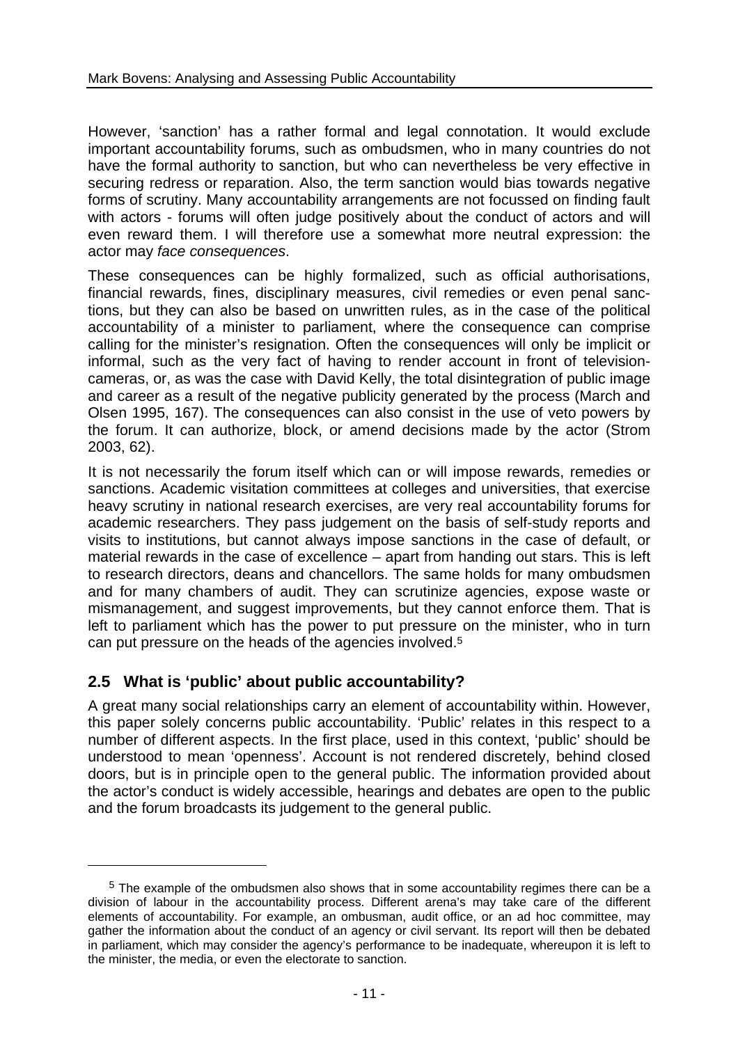However, 'sanction' has a rather formal and legal connotation. It would exclude important accountability forums, such as ombudsmen, who in many countries do not have the formal authority to sanction, but who can nevertheless be very effective in securing redress or reparation. Also, the term sanction would bias towards negative forms of scrutiny. Many accountability arrangements are not focussed on finding fault with actors - forums will often judge positively about the conduct of actors and will even reward them. I will therefore use a somewhat more neutral expression: the actor may *face consequences*.

These consequences can be highly formalized, such as official authorisations, financial rewards, fines, disciplinary measures, civil remedies or even penal sanctions, but they can also be based on unwritten rules, as in the case of the political accountability of a minister to parliament, where the consequence can comprise calling for the minister's resignation. Often the consequences will only be implicit or informal, such as the very fact of having to render account in front of television-cameras, or, as was the case with David Kelly, the total disintegration of public image and career as a result of the negative publicity generated by the process (March and Olsen 1995, 167). The consequences can also consist in the use of veto powers by the forum. It can authorize, block, or amend decisions made by the actor (Strom 2003, 62).

It is not necessarily the forum itself which can or will impose rewards, remedies or sanctions. Academic visitation committees at colleges and universities, that exercise heavy scrutiny in national research exercises, are very real accountability forums for academic researchers. They pass judgement on the basis of self-study reports and visits to institutions, but cannot always impose sanctions in the case of default, or material rewards in the case of excellence – apart from handing out stars. This is left to research directors, deans and chancellors. The same holds for many ombudsmen and for many chambers of audit. They can scrutinize agencies, expose waste or mismanagement, and suggest improvements, but they cannot enforce them. That is left to parliament which has the power to put pressure on the minister, who in turn can put pressure on the heads of the agencies involved.[5]

## 2.5 What is 'public' about public accountability?

A great many social relationships carry an element of accountability within. However, this paper solely concerns public accountability. 'Public' relates in this respect to a number of different aspects. In the first place, used in this context, 'public' should be understood to mean 'openness'. Account is not rendered discretely, behind closed doors, but is in principle open to the general public. The information provided about the actor's conduct is widely accessible, hearings and debates are open to the public and the forum broadcasts its judgement to the general public.

---

[5] The example of the ombudsmen also shows that in some accountability regimes there can be a division of labour in the accountability process. Different arena's may take care of the different elements of accountability. For example, an ombusman, audit office, or an ad hoc committee, may gather the information about the conduct of an agency or civil servant. Its report will then be debated in parliament, which may consider the agency's performance to be inadequate, whereupon it is left to the minister, the media, or even the electorate to sanction.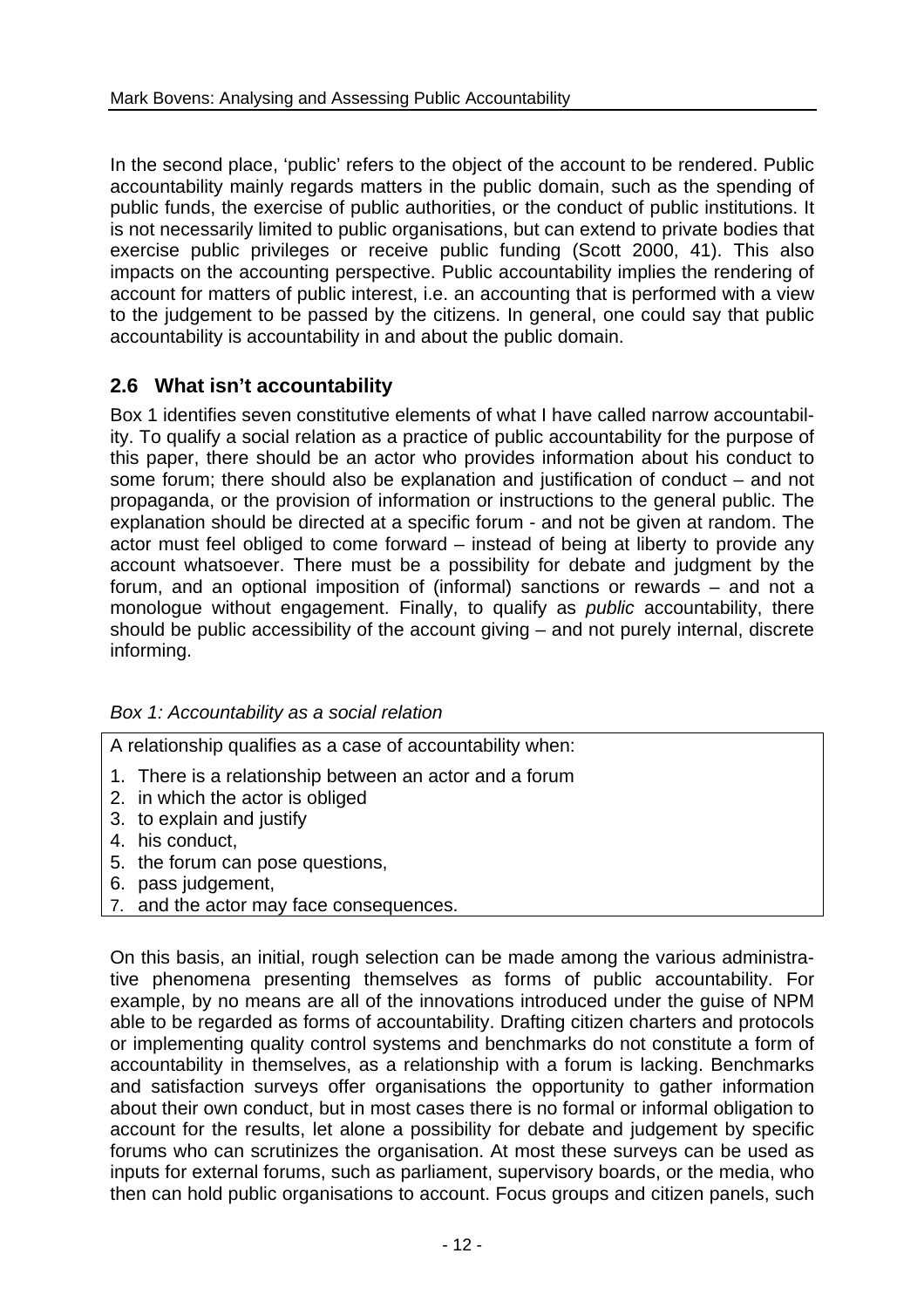In the second place, 'public' refers to the object of the account to be rendered. Public accountability mainly regards matters in the public domain, such as the spending of public funds, the exercise of public authorities, or the conduct of public institutions. It is not necessarily limited to public organisations, but can extend to private bodies that exercise public privileges or receive public funding (Scott 2000, 41). This also impacts on the accounting perspective. Public accountability implies the rendering of account for matters of public interest, i.e. an accounting that is performed with a view to the judgement to be passed by the citizens. In general, one could say that public accountability is accountability in and about the public domain.

## 2.6 What isn't accountability

Box 1 identifies seven constitutive elements of what I have called narrow accountability. To qualify a social relation as a practice of public accountability for the purpose of this paper, there should be an actor who provides information about his conduct to some forum; there should also be explanation and justification of conduct – and not propaganda, or the provision of information or instructions to the general public. The explanation should be directed at a specific forum - and not be given at random. The actor must feel obliged to come forward – instead of being at liberty to provide any account whatsoever. There must be a possibility for debate and judgment by the forum, and an optional imposition of (informal) sanctions or rewards – and not a monologue without engagement. Finally, to qualify as *public* accountability, there should be public accessibility of the account giving – and not purely internal, discrete informing.

*Box 1: Accountability as a social relation*

A relationship qualifies as a case of accountability when:

1. There is a relationship between an actor and a forum
2. in which the actor is obliged
3. to explain and justify
4. his conduct,
5. the forum can pose questions,
6. pass judgement,
7. and the actor may face consequences.

On this basis, an initial, rough selection can be made among the various administrative phenomena presenting themselves as forms of public accountability. For example, by no means are all of the innovations introduced under the guise of NPM able to be regarded as forms of accountability. Drafting citizen charters and protocols or implementing quality control systems and benchmarks do not constitute a form of accountability in themselves, as a relationship with a forum is lacking. Benchmarks and satisfaction surveys offer organisations the opportunity to gather information about their own conduct, but in most cases there is no formal or informal obligation to account for the results, let alone a possibility for debate and judgement by specific forums who can scrutinizes the organisation. At most these surveys can be used as inputs for external forums, such as parliament, supervisory boards, or the media, who then can hold public organisations to account. Focus groups and citizen panels, such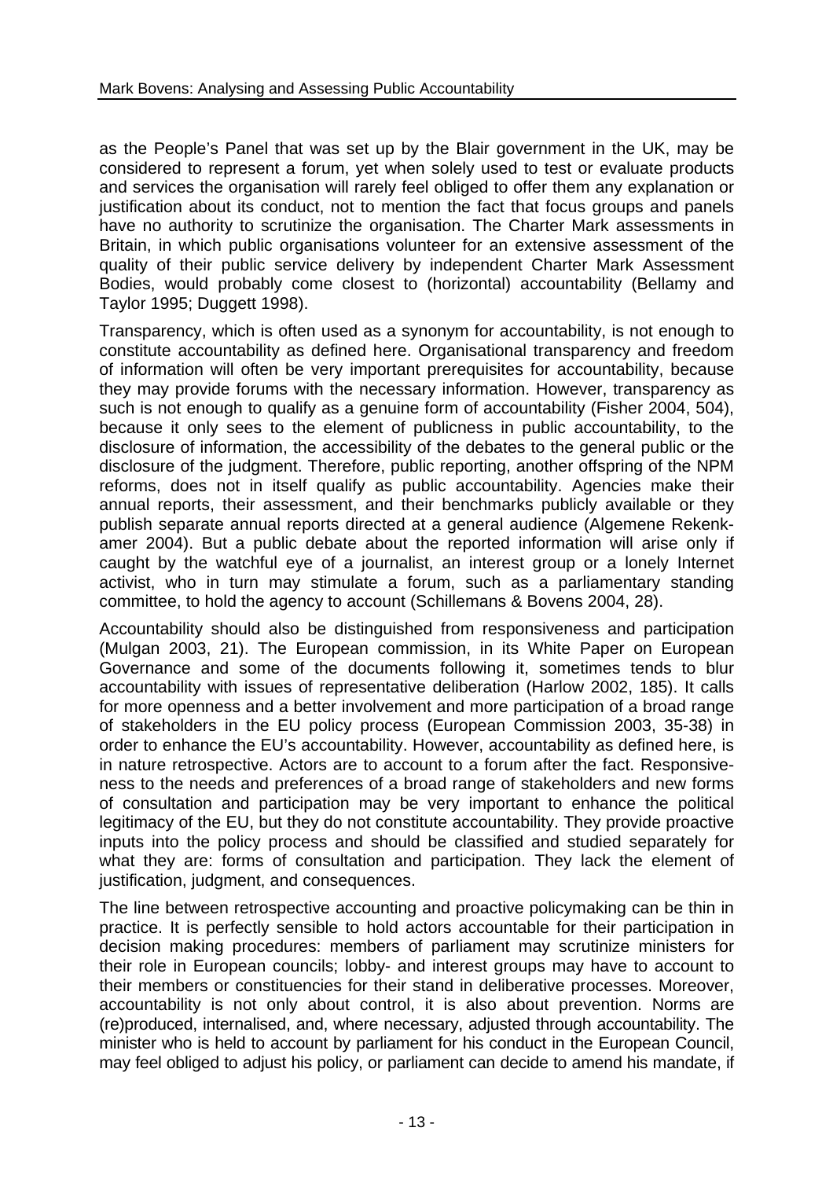as the People's Panel that was set up by the Blair government in the UK, may be considered to represent a forum, yet when solely used to test or evaluate products and services the organisation will rarely feel obliged to offer them any explanation or justification about its conduct, not to mention the fact that focus groups and panels have no authority to scrutinize the organisation. The Charter Mark assessments in Britain, in which public organisations volunteer for an extensive assessment of the quality of their public service delivery by independent Charter Mark Assessment Bodies, would probably come closest to (horizontal) accountability (Bellamy and Taylor 1995; Duggett 1998).

Transparency, which is often used as a synonym for accountability, is not enough to constitute accountability as defined here. Organisational transparency and freedom of information will often be very important prerequisites for accountability, because they may provide forums with the necessary information. However, transparency as such is not enough to qualify as a genuine form of accountability (Fisher 2004, 504), because it only sees to the element of publicness in public accountability, to the disclosure of information, the accessibility of the debates to the general public or the disclosure of the judgment. Therefore, public reporting, another offspring of the NPM reforms, does not in itself qualify as public accountability. Agencies make their annual reports, their assessment, and their benchmarks publicly available or they publish separate annual reports directed at a general audience (Algemene Rekenkamer 2004). But a public debate about the reported information will arise only if caught by the watchful eye of a journalist, an interest group or a lonely Internet activist, who in turn may stimulate a forum, such as a parliamentary standing committee, to hold the agency to account (Schillemans & Bovens 2004, 28).

Accountability should also be distinguished from responsiveness and participation (Mulgan 2003, 21). The European commission, in its White Paper on European Governance and some of the documents following it, sometimes tends to blur accountability with issues of representative deliberation (Harlow 2002, 185). It calls for more openness and a better involvement and more participation of a broad range of stakeholders in the EU policy process (European Commission 2003, 35-38) in order to enhance the EU's accountability. However, accountability as defined here, is in nature retrospective. Actors are to account to a forum after the fact. Responsiveness to the needs and preferences of a broad range of stakeholders and new forms of consultation and participation may be very important to enhance the political legitimacy of the EU, but they do not constitute accountability. They provide proactive inputs into the policy process and should be classified and studied separately for what they are: forms of consultation and participation. They lack the element of justification, judgment, and consequences.

The line between retrospective accounting and proactive policymaking can be thin in practice. It is perfectly sensible to hold actors accountable for their participation in decision making procedures: members of parliament may scrutinize ministers for their role in European councils; lobby- and interest groups may have to account to their members or constituencies for their stand in deliberative processes. Moreover, accountability is not only about control, it is also about prevention. Norms are (re)produced, internalised, and, where necessary, adjusted through accountability. The minister who is held to account by parliament for his conduct in the European Council, may feel obliged to adjust his policy, or parliament can decide to amend his mandate, if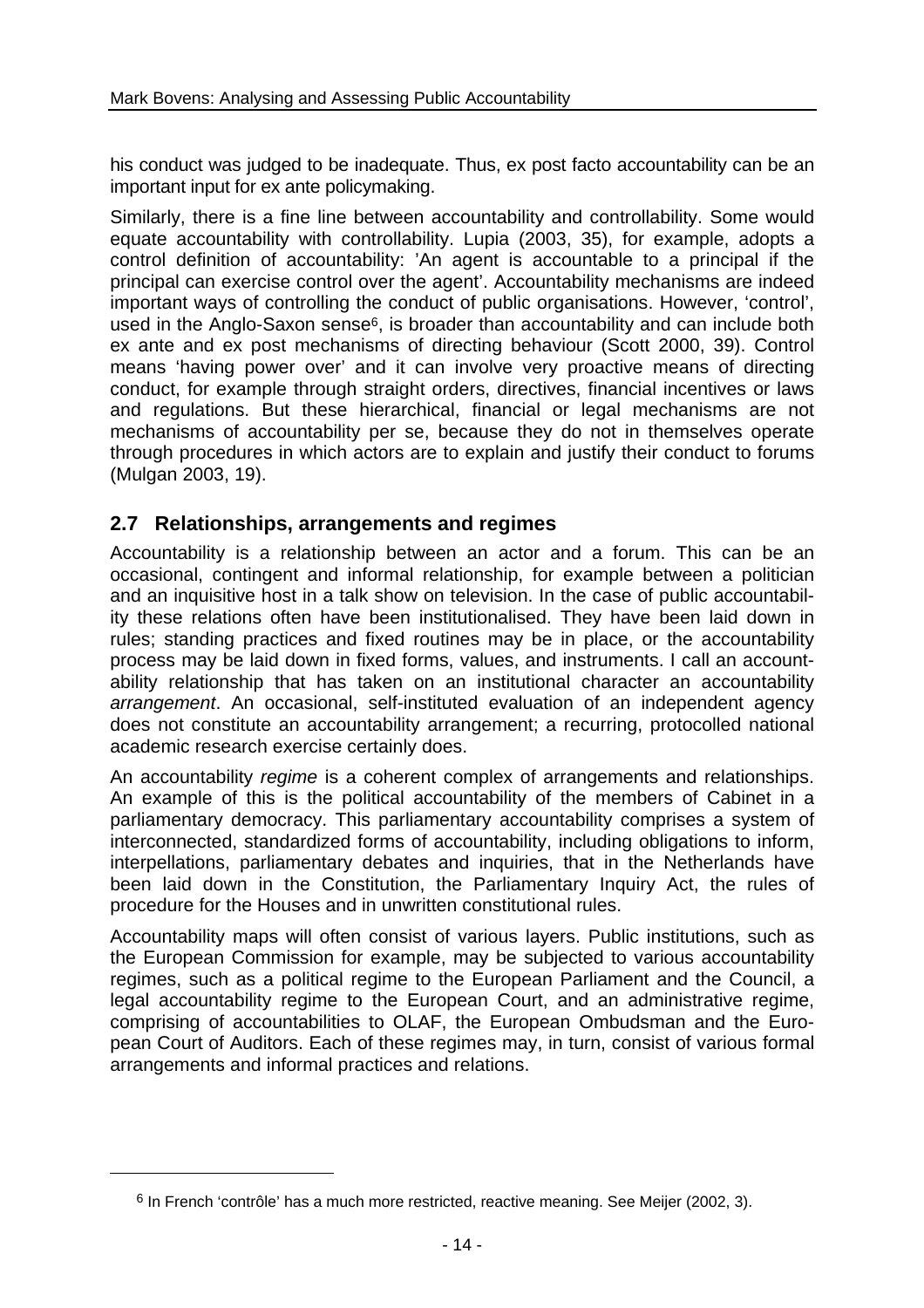his conduct was judged to be inadequate. Thus, ex post facto accountability can be an important input for ex ante policymaking.

Similarly, there is a fine line between accountability and controllability. Some would equate accountability with controllability. Lupia (2003, 35), for example, adopts a control definition of accountability: 'An agent is accountable to a principal if the principal can exercise control over the agent'. Accountability mechanisms are indeed important ways of controlling the conduct of public organisations. However, 'control', used in the Anglo-Saxon sense[6], is broader than accountability and can include both ex ante and ex post mechanisms of directing behaviour (Scott 2000, 39). Control means 'having power over' and it can involve very proactive means of directing conduct, for example through straight orders, directives, financial incentives or laws and regulations. But these hierarchical, financial or legal mechanisms are not mechanisms of accountability per se, because they do not in themselves operate through procedures in which actors are to explain and justify their conduct to forums (Mulgan 2003, 19).

## 2.7 Relationships, arrangements and regimes

Accountability is a relationship between an actor and a forum. This can be an occasional, contingent and informal relationship, for example between a politician and an inquisitive host in a talk show on television. In the case of public accountability these relations often have been institutionalised. They have been laid down in rules; standing practices and fixed routines may be in place, or the accountability process may be laid down in fixed forms, values, and instruments. I call an accountability relationship that has taken on an institutional character an accountability *arrangement*. An occasional, self-instituted evaluation of an independent agency does not constitute an accountability arrangement; a recurring, protocolled national academic research exercise certainly does.

An accountability *regime* is a coherent complex of arrangements and relationships. An example of this is the political accountability of the members of Cabinet in a parliamentary democracy. This parliamentary accountability comprises a system of interconnected, standardized forms of accountability, including obligations to inform, interpellations, parliamentary debates and inquiries, that in the Netherlands have been laid down in the Constitution, the Parliamentary Inquiry Act, the rules of procedure for the Houses and in unwritten constitutional rules.

Accountability maps will often consist of various layers. Public institutions, such as the European Commission for example, may be subjected to various accountability regimes, such as a political regime to the European Parliament and the Council, a legal accountability regime to the European Court, and an administrative regime, comprising of accountabilities to OLAF, the European Ombudsman and the European Court of Auditors. Each of these regimes may, in turn, consist of various formal arrangements and informal practices and relations.

---

[6] In French 'contrôle' has a much more restricted, reactive meaning. See Meijer (2002, 3).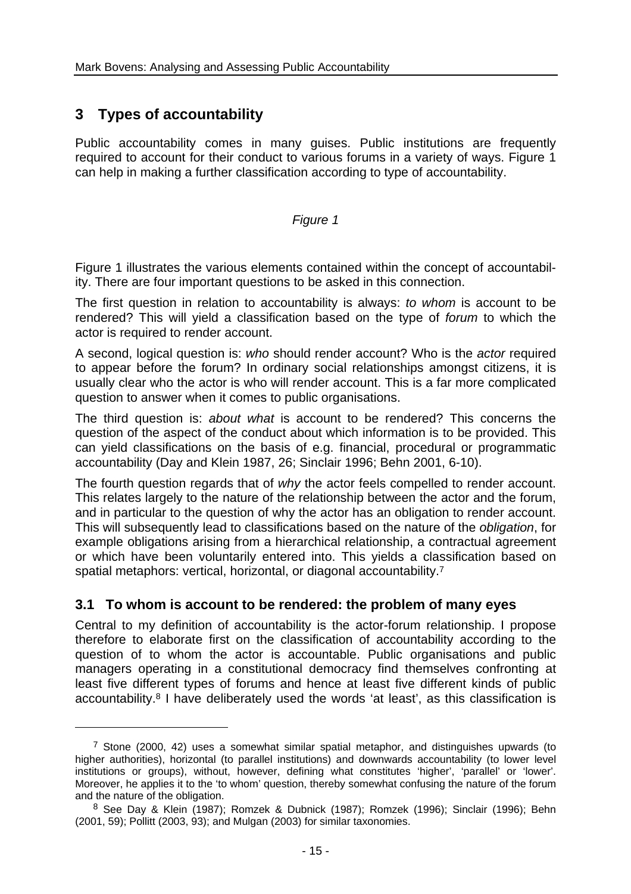## 3 Types of accountability

Public accountability comes in many guises. Public institutions are frequently required to account for their conduct to various forums in a variety of ways. Figure 1 can help in making a further classification according to type of accountability.

*Figure 1*

Figure 1 illustrates the various elements contained within the concept of accountability. There are four important questions to be asked in this connection.

The first question in relation to accountability is always: *to whom* is account to be rendered? This will yield a classification based on the type of *forum* to which the actor is required to render account.

A second, logical question is: *who* should render account? Who is the *actor* required to appear before the forum? In ordinary social relationships amongst citizens, it is usually clear who the actor is who will render account. This is a far more complicated question to answer when it comes to public organisations.

The third question is: *about what* is account to be rendered? This concerns the question of the aspect of the conduct about which information is to be provided. This can yield classifications on the basis of e.g. financial, procedural or programmatic accountability (Day and Klein 1987, 26; Sinclair 1996; Behn 2001, 6-10).

The fourth question regards that of *why* the actor feels compelled to render account. This relates largely to the nature of the relationship between the actor and the forum, and in particular to the question of why the actor has an obligation to render account. This will subsequently lead to classifications based on the nature of the *obligation*, for example obligations arising from a hierarchical relationship, a contractual agreement or which have been voluntarily entered into. This yields a classification based on spatial metaphors: vertical, horizontal, or diagonal accountability.[7]

### 3.1 To whom is account to be rendered: the problem of many eyes

Central to my definition of accountability is the actor-forum relationship. I propose therefore to elaborate first on the classification of accountability according to the question of to whom the actor is accountable. Public organisations and public managers operating in a constitutional democracy find themselves confronting at least five different types of forums and hence at least five different kinds of public accountability.[8] I have deliberately used the words 'at least', as this classification is

[7] Stone (2000, 42) uses a somewhat similar spatial metaphor, and distinguishes upwards (to higher authorities), horizontal (to parallel institutions) and downwards accountability (to lower level institutions or groups), without, however, defining what constitutes 'higher', 'parallel' or 'lower'. Moreover, he applies it to the 'to whom' question, thereby somewhat confusing the nature of the forum and the nature of the obligation.

[8] See Day & Klein (1987); Romzek & Dubnick (1987); Romzek (1996); Sinclair (1996); Behn (2001, 59); Pollitt (2003, 93); and Mulgan (2003) for similar taxonomies.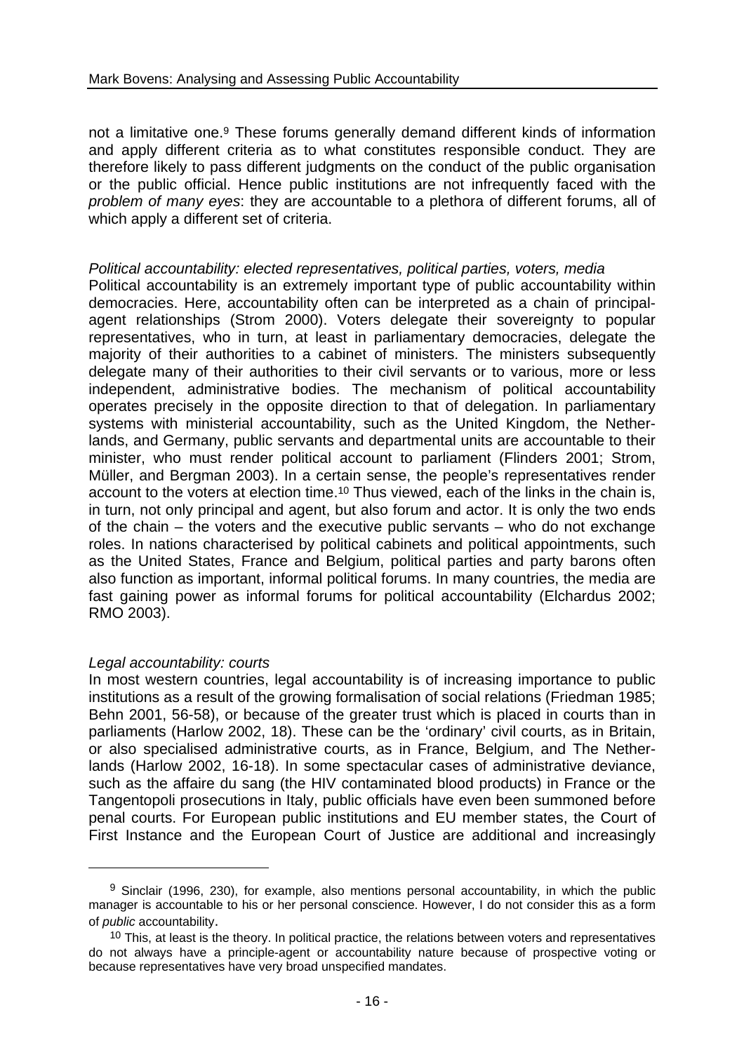not a limitative one.[9] These forums generally demand different kinds of information and apply different criteria as to what constitutes responsible conduct. They are therefore likely to pass different judgments on the conduct of the public organisation or the public official. Hence public institutions are not infrequently faced with the *problem of many eyes*: they are accountable to a plethora of different forums, all of which apply a different set of criteria.

*Political accountability: elected representatives, political parties, voters, media*

Political accountability is an extremely important type of public accountability within democracies. Here, accountability often can be interpreted as a chain of principal-agent relationships (Strom 2000). Voters delegate their sovereignty to popular representatives, who in turn, at least in parliamentary democracies, delegate the majority of their authorities to a cabinet of ministers. The ministers subsequently delegate many of their authorities to their civil servants or to various, more or less independent, administrative bodies. The mechanism of political accountability operates precisely in the opposite direction to that of delegation. In parliamentary systems with ministerial accountability, such as the United Kingdom, the Netherlands, and Germany, public servants and departmental units are accountable to their minister, who must render political account to parliament (Flinders 2001; Strom, Müller, and Bergman 2003). In a certain sense, the people's representatives render account to the voters at election time.[10] Thus viewed, each of the links in the chain is, in turn, not only principal and agent, but also forum and actor. It is only the two ends of the chain – the voters and the executive public servants – who do not exchange roles. In nations characterised by political cabinets and political appointments, such as the United States, France and Belgium, political parties and party barons often also function as important, informal political forums. In many countries, the media are fast gaining power as informal forums for political accountability (Elchardus 2002; RMO 2003).

*Legal accountability: courts*

In most western countries, legal accountability is of increasing importance to public institutions as a result of the growing formalisation of social relations (Friedman 1985; Behn 2001, 56-58), or because of the greater trust which is placed in courts than in parliaments (Harlow 2002, 18). These can be the 'ordinary' civil courts, as in Britain, or also specialised administrative courts, as in France, Belgium, and The Netherlands (Harlow 2002, 16-18). In some spectacular cases of administrative deviance, such as the affaire du sang (the HIV contaminated blood products) in France or the Tangentopoli prosecutions in Italy, public officials have even been summoned before penal courts. For European public institutions and EU member states, the Court of First Instance and the European Court of Justice are additional and increasingly

---

[9] Sinclair (1996, 230), for example, also mentions personal accountability, in which the public manager is accountable to his or her personal conscience. However, I do not consider this as a form of *public* accountability.

[10] This, at least is the theory. In political practice, the relations between voters and representatives do not always have a principle-agent or accountability nature because of prospective voting or because representatives have very broad unspecified mandates.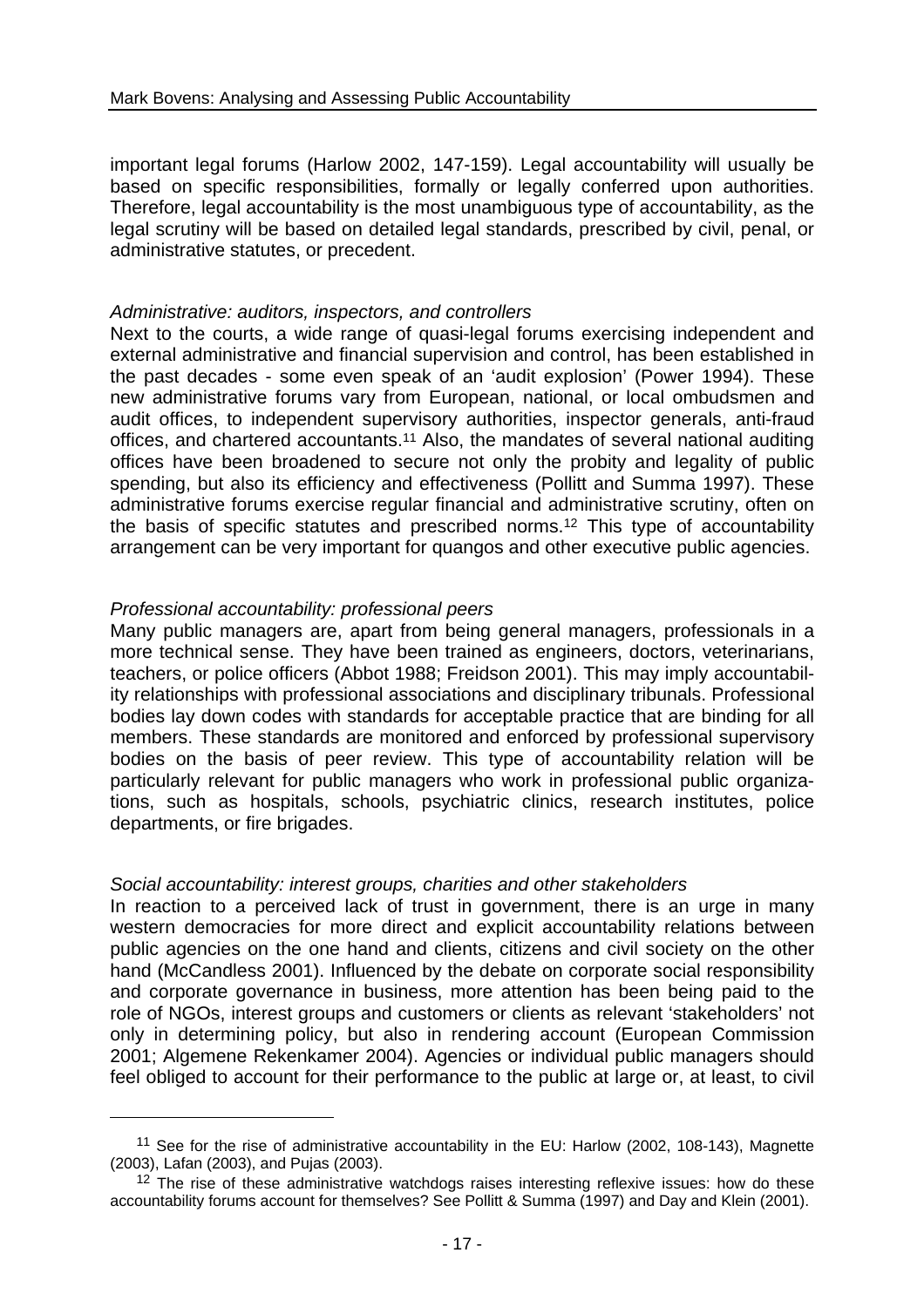important legal forums (Harlow 2002, 147-159). Legal accountability will usually be based on specific responsibilities, formally or legally conferred upon authorities. Therefore, legal accountability is the most unambiguous type of accountability, as the legal scrutiny will be based on detailed legal standards, prescribed by civil, penal, or administrative statutes, or precedent.

*Administrative: auditors, inspectors, and controllers*

Next to the courts, a wide range of quasi-legal forums exercising independent and external administrative and financial supervision and control, has been established in the past decades - some even speak of an 'audit explosion' (Power 1994). These new administrative forums vary from European, national, or local ombudsmen and audit offices, to independent supervisory authorities, inspector generals, anti-fraud offices, and chartered accountants.[11] Also, the mandates of several national auditing offices have been broadened to secure not only the probity and legality of public spending, but also its efficiency and effectiveness (Pollitt and Summa 1997). These administrative forums exercise regular financial and administrative scrutiny, often on the basis of specific statutes and prescribed norms.[12] This type of accountability arrangement can be very important for quangos and other executive public agencies.

*Professional accountability: professional peers*

Many public managers are, apart from being general managers, professionals in a more technical sense. They have been trained as engineers, doctors, veterinarians, teachers, or police officers (Abbot 1988; Freidson 2001). This may imply accountability relationships with professional associations and disciplinary tribunals. Professional bodies lay down codes with standards for acceptable practice that are binding for all members. These standards are monitored and enforced by professional supervisory bodies on the basis of peer review. This type of accountability relation will be particularly relevant for public managers who work in professional public organizations, such as hospitals, schools, psychiatric clinics, research institutes, police departments, or fire brigades.

*Social accountability: interest groups, charities and other stakeholders*

In reaction to a perceived lack of trust in government, there is an urge in many western democracies for more direct and explicit accountability relations between public agencies on the one hand and clients, citizens and civil society on the other hand (McCandless 2001). Influenced by the debate on corporate social responsibility and corporate governance in business, more attention has been being paid to the role of NGOs, interest groups and customers or clients as relevant 'stakeholders' not only in determining policy, but also in rendering account (European Commission 2001; Algemene Rekenkamer 2004). Agencies or individual public managers should feel obliged to account for their performance to the public at large or, at least, to civil

---

[11] See for the rise of administrative accountability in the EU: Harlow (2002, 108-143), Magnette (2003), Lafan (2003), and Pujas (2003).

[12] The rise of these administrative watchdogs raises interesting reflexive issues: how do these accountability forums account for themselves? See Pollitt & Summa (1997) and Day and Klein (2001).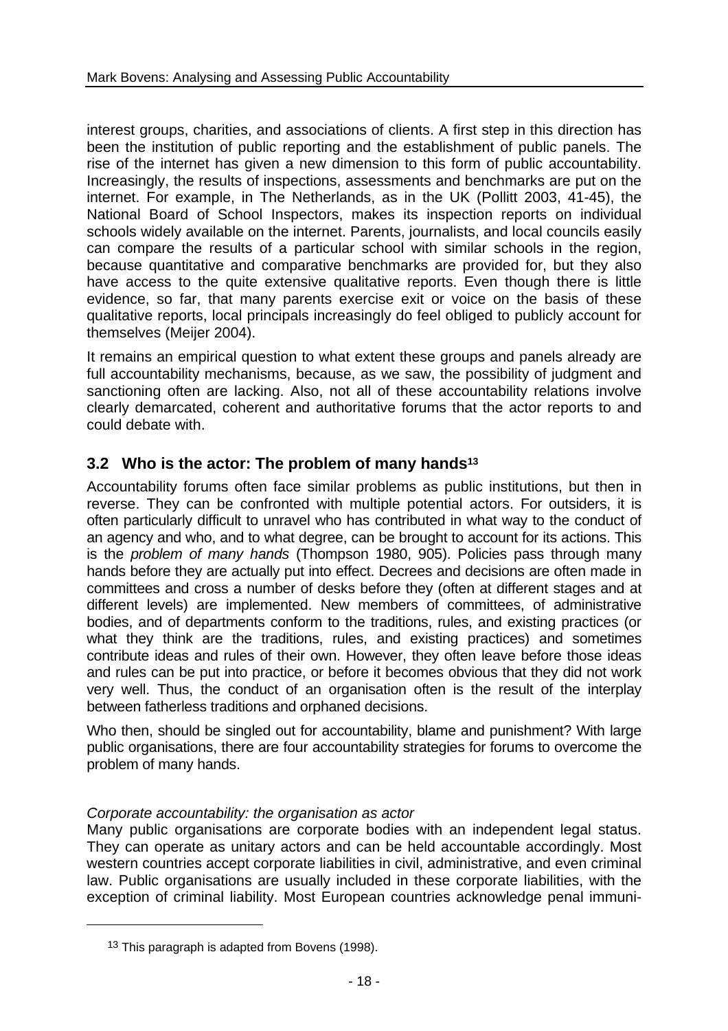interest groups, charities, and associations of clients. A first step in this direction has been the institution of public reporting and the establishment of public panels. The rise of the internet has given a new dimension to this form of public accountability. Increasingly, the results of inspections, assessments and benchmarks are put on the internet. For example, in The Netherlands, as in the UK (Pollitt 2003, 41-45), the National Board of School Inspectors, makes its inspection reports on individual schools widely available on the internet. Parents, journalists, and local councils easily can compare the results of a particular school with similar schools in the region, because quantitative and comparative benchmarks are provided for, but they also have access to the quite extensive qualitative reports. Even though there is little evidence, so far, that many parents exercise exit or voice on the basis of these qualitative reports, local principals increasingly do feel obliged to publicly account for themselves (Meijer 2004).

It remains an empirical question to what extent these groups and panels already are full accountability mechanisms, because, as we saw, the possibility of judgment and sanctioning often are lacking. Also, not all of these accountability relations involve clearly demarcated, coherent and authoritative forums that the actor reports to and could debate with.

## 3.2 Who is the actor: The problem of many hands[13]

Accountability forums often face similar problems as public institutions, but then in reverse. They can be confronted with multiple potential actors. For outsiders, it is often particularly difficult to unravel who has contributed in what way to the conduct of an agency and who, and to what degree, can be brought to account for its actions. This is the *problem of many hands* (Thompson 1980, 905). Policies pass through many hands before they are actually put into effect. Decrees and decisions are often made in committees and cross a number of desks before they (often at different stages and at different levels) are implemented. New members of committees, of administrative bodies, and of departments conform to the traditions, rules, and existing practices (or what they think are the traditions, rules, and existing practices) and sometimes contribute ideas and rules of their own. However, they often leave before those ideas and rules can be put into practice, or before it becomes obvious that they did not work very well. Thus, the conduct of an organisation often is the result of the interplay between fatherless traditions and orphaned decisions.

Who then, should be singled out for accountability, blame and punishment? With large public organisations, there are four accountability strategies for forums to overcome the problem of many hands.

*Corporate accountability: the organisation as actor*

Many public organisations are corporate bodies with an independent legal status. They can operate as unitary actors and can be held accountable accordingly. Most western countries accept corporate liabilities in civil, administrative, and even criminal law. Public organisations are usually included in these corporate liabilities, with the exception of criminal liability. Most European countries acknowledge penal immuni-

[13] This paragraph is adapted from Bovens (1998).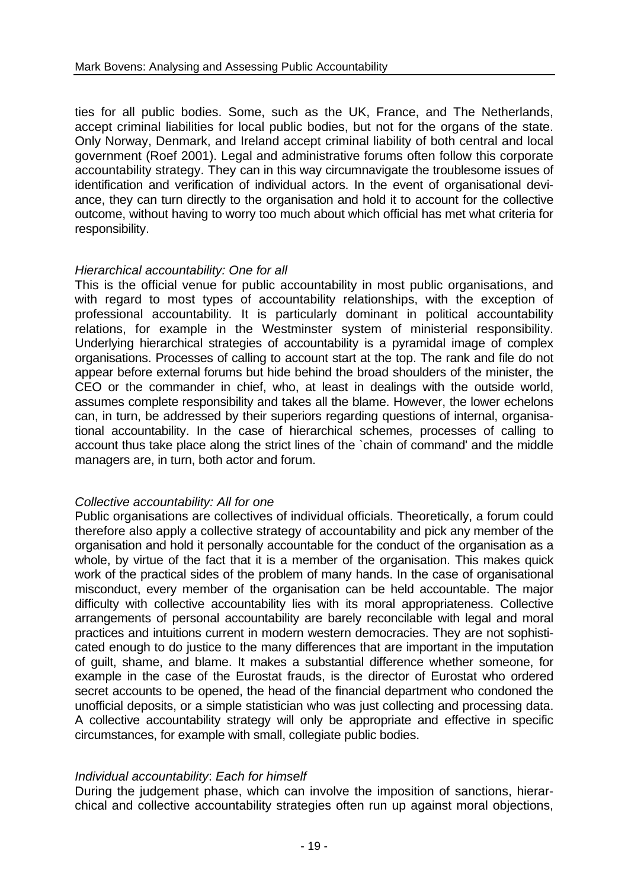ties for all public bodies. Some, such as the UK, France, and The Netherlands, accept criminal liabilities for local public bodies, but not for the organs of the state. Only Norway, Denmark, and Ireland accept criminal liability of both central and local government (Roef 2001). Legal and administrative forums often follow this corporate accountability strategy. They can in this way circumnavigate the troublesome issues of identification and verification of individual actors. In the event of organisational deviance, they can turn directly to the organisation and hold it to account for the collective outcome, without having to worry too much about which official has met what criteria for responsibility.

*Hierarchical accountability: One for all*

This is the official venue for public accountability in most public organisations, and with regard to most types of accountability relationships, with the exception of professional accountability. It is particularly dominant in political accountability relations, for example in the Westminster system of ministerial responsibility. Underlying hierarchical strategies of accountability is a pyramidal image of complex organisations. Processes of calling to account start at the top. The rank and file do not appear before external forums but hide behind the broad shoulders of the minister, the CEO or the commander in chief, who, at least in dealings with the outside world, assumes complete responsibility and takes all the blame. However, the lower echelons can, in turn, be addressed by their superiors regarding questions of internal, organisational accountability. In the case of hierarchical schemes, processes of calling to account thus take place along the strict lines of the `chain of command' and the middle managers are, in turn, both actor and forum.

*Collective accountability: All for one*

Public organisations are collectives of individual officials. Theoretically, a forum could therefore also apply a collective strategy of accountability and pick any member of the organisation and hold it personally accountable for the conduct of the organisation as a whole, by virtue of the fact that it is a member of the organisation. This makes quick work of the practical sides of the problem of many hands. In the case of organisational misconduct, every member of the organisation can be held accountable. The major difficulty with collective accountability lies with its moral appropriateness. Collective arrangements of personal accountability are barely reconcilable with legal and moral practices and intuitions current in modern western democracies. They are not sophisticated enough to do justice to the many differences that are important in the imputation of guilt, shame, and blame. It makes a substantial difference whether someone, for example in the case of the Eurostat frauds, is the director of Eurostat who ordered secret accounts to be opened, the head of the financial department who condoned the unofficial deposits, or a simple statistician who was just collecting and processing data. A collective accountability strategy will only be appropriate and effective in specific circumstances, for example with small, collegiate public bodies.

*Individual accountability*: *Each for himself*

During the judgement phase, which can involve the imposition of sanctions, hierarchical and collective accountability strategies often run up against moral objections,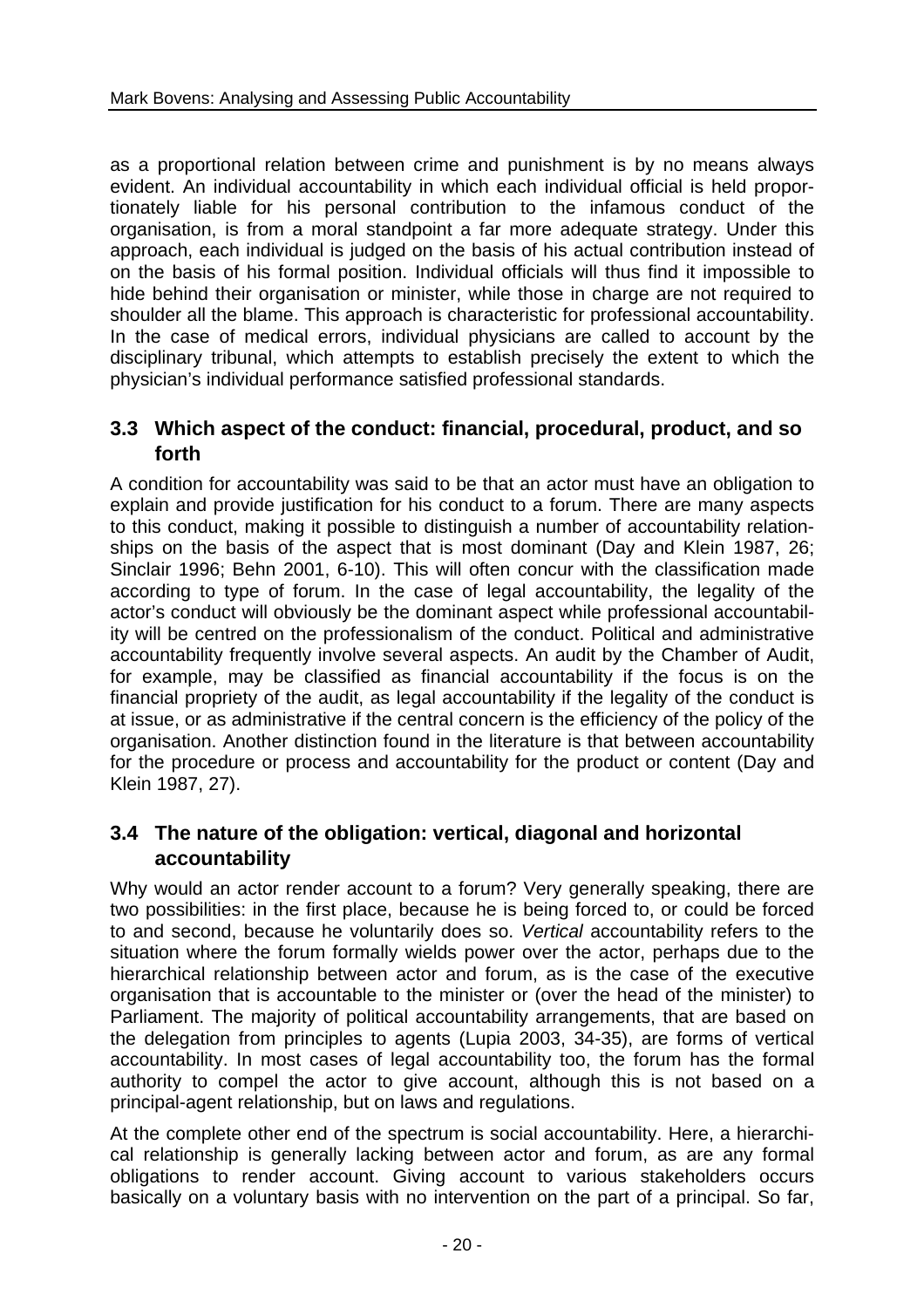as a proportional relation between crime and punishment is by no means always evident. An individual accountability in which each individual official is held proportionately liable for his personal contribution to the infamous conduct of the organisation, is from a moral standpoint a far more adequate strategy. Under this approach, each individual is judged on the basis of his actual contribution instead of on the basis of his formal position. Individual officials will thus find it impossible to hide behind their organisation or minister, while those in charge are not required to shoulder all the blame. This approach is characteristic for professional accountability. In the case of medical errors, individual physicians are called to account by the disciplinary tribunal, which attempts to establish precisely the extent to which the physician's individual performance satisfied professional standards.

### 3.3 Which aspect of the conduct: financial, procedural, product, and so forth

A condition for accountability was said to be that an actor must have an obligation to explain and provide justification for his conduct to a forum. There are many aspects to this conduct, making it possible to distinguish a number of accountability relationships on the basis of the aspect that is most dominant (Day and Klein 1987, 26; Sinclair 1996; Behn 2001, 6-10). This will often concur with the classification made according to type of forum. In the case of legal accountability, the legality of the actor's conduct will obviously be the dominant aspect while professional accountability will be centred on the professionalism of the conduct. Political and administrative accountability frequently involve several aspects. An audit by the Chamber of Audit, for example, may be classified as financial accountability if the focus is on the financial propriety of the audit, as legal accountability if the legality of the conduct is at issue, or as administrative if the central concern is the efficiency of the policy of the organisation. Another distinction found in the literature is that between accountability for the procedure or process and accountability for the product or content (Day and Klein 1987, 27).

### 3.4 The nature of the obligation: vertical, diagonal and horizontal accountability

Why would an actor render account to a forum? Very generally speaking, there are two possibilities: in the first place, because he is being forced to, or could be forced to and second, because he voluntarily does so. *Vertical* accountability refers to the situation where the forum formally wields power over the actor, perhaps due to the hierarchical relationship between actor and forum, as is the case of the executive organisation that is accountable to the minister or (over the head of the minister) to Parliament. The majority of political accountability arrangements, that are based on the delegation from principles to agents (Lupia 2003, 34-35), are forms of vertical accountability. In most cases of legal accountability too, the forum has the formal authority to compel the actor to give account, although this is not based on a principal-agent relationship, but on laws and regulations.

At the complete other end of the spectrum is social accountability. Here, a hierarchical relationship is generally lacking between actor and forum, as are any formal obligations to render account. Giving account to various stakeholders occurs basically on a voluntary basis with no intervention on the part of a principal. So far,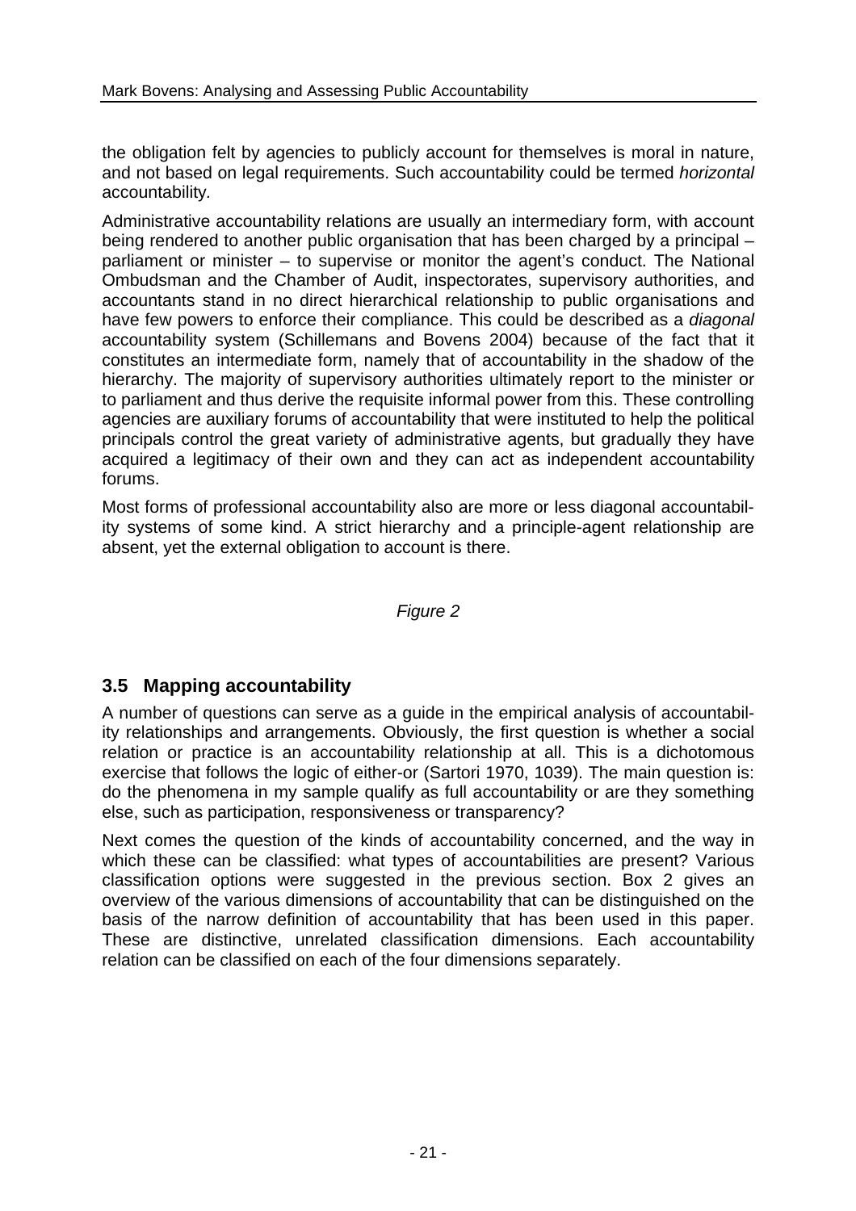the obligation felt by agencies to publicly account for themselves is moral in nature, and not based on legal requirements. Such accountability could be termed *horizontal* accountability*.*

Administrative accountability relations are usually an intermediary form, with account being rendered to another public organisation that has been charged by a principal – parliament or minister – to supervise or monitor the agent's conduct. The National Ombudsman and the Chamber of Audit, inspectorates, supervisory authorities, and accountants stand in no direct hierarchical relationship to public organisations and have few powers to enforce their compliance. This could be described as a *diagonal* accountability system (Schillemans and Bovens 2004) because of the fact that it constitutes an intermediate form, namely that of accountability in the shadow of the hierarchy. The majority of supervisory authorities ultimately report to the minister or to parliament and thus derive the requisite informal power from this. These controlling agencies are auxiliary forums of accountability that were instituted to help the political principals control the great variety of administrative agents, but gradually they have acquired a legitimacy of their own and they can act as independent accountability forums.

Most forms of professional accountability also are more or less diagonal accountability systems of some kind. A strict hierarchy and a principle-agent relationship are absent, yet the external obligation to account is there.

*Figure 2*

## 3.5 Mapping accountability

A number of questions can serve as a guide in the empirical analysis of accountability relationships and arrangements. Obviously, the first question is whether a social relation or practice is an accountability relationship at all. This is a dichotomous exercise that follows the logic of either-or (Sartori 1970, 1039). The main question is: do the phenomena in my sample qualify as full accountability or are they something else, such as participation, responsiveness or transparency?

Next comes the question of the kinds of accountability concerned, and the way in which these can be classified: what types of accountabilities are present? Various classification options were suggested in the previous section. Box 2 gives an overview of the various dimensions of accountability that can be distinguished on the basis of the narrow definition of accountability that has been used in this paper. These are distinctive, unrelated classification dimensions. Each accountability relation can be classified on each of the four dimensions separately.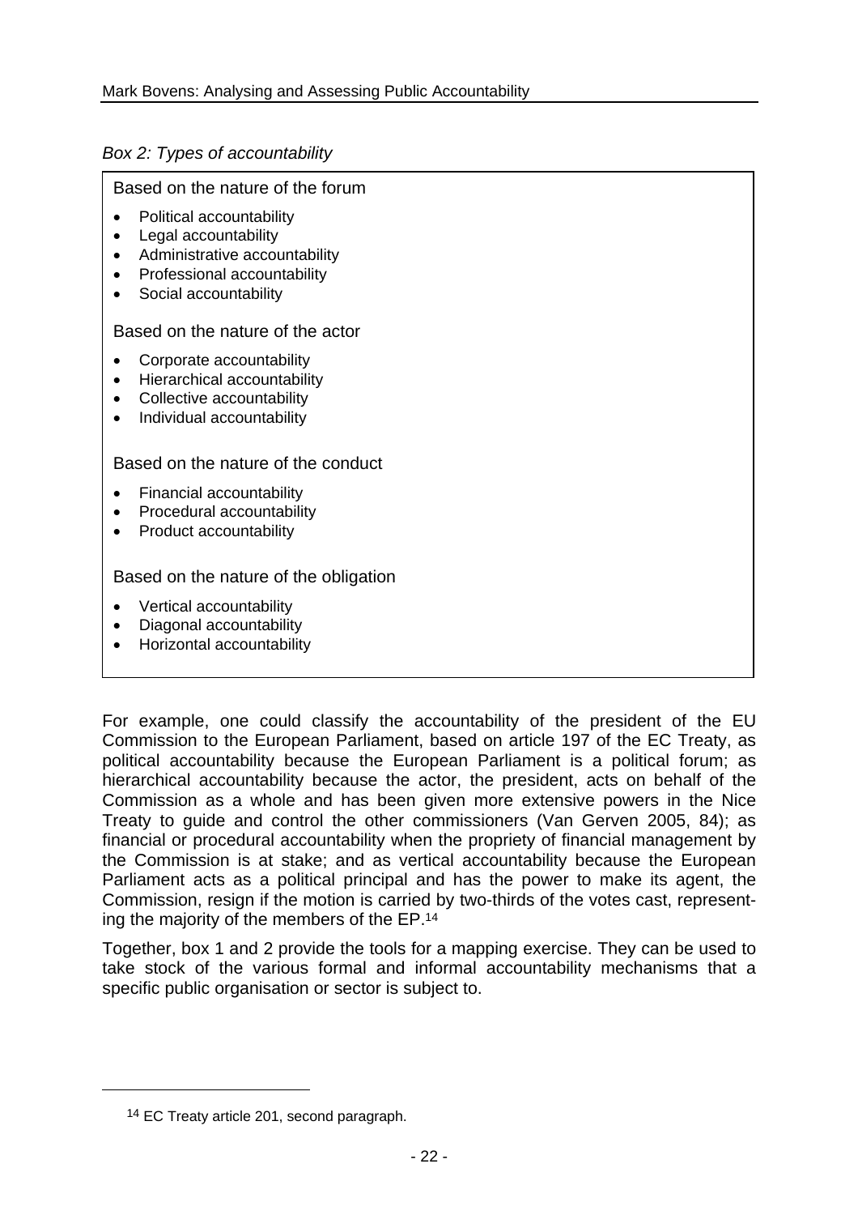*Box 2: Types of accountability*

Based on the nature of the forum

- Political accountability
- Legal accountability
- Administrative accountability
- Professional accountability
- Social accountability

Based on the nature of the actor

- Corporate accountability
- Hierarchical accountability
- Collective accountability
- Individual accountability

Based on the nature of the conduct

- Financial accountability
- Procedural accountability
- Product accountability

Based on the nature of the obligation

- Vertical accountability
- Diagonal accountability
- Horizontal accountability

For example, one could classify the accountability of the president of the EU Commission to the European Parliament, based on article 197 of the EC Treaty, as political accountability because the European Parliament is a political forum; as hierarchical accountability because the actor, the president, acts on behalf of the Commission as a whole and has been given more extensive powers in the Nice Treaty to guide and control the other commissioners (Van Gerven 2005, 84); as financial or procedural accountability when the propriety of financial management by the Commission is at stake; and as vertical accountability because the European Parliament acts as a political principal and has the power to make its agent, the Commission, resign if the motion is carried by two-thirds of the votes cast, representing the majority of the members of the EP.[14]

Together, box 1 and 2 provide the tools for a mapping exercise. They can be used to take stock of the various formal and informal accountability mechanisms that a specific public organisation or sector is subject to.

[14] EC Treaty article 201, second paragraph.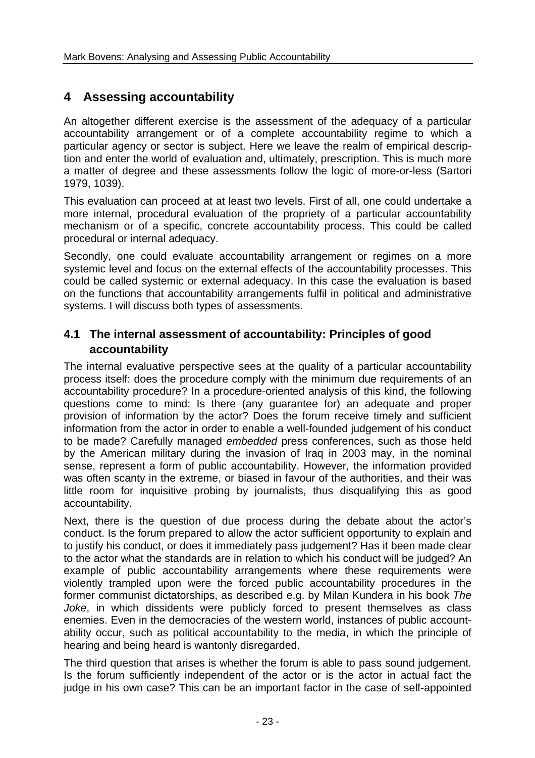## 4 Assessing accountability

An altogether different exercise is the assessment of the adequacy of a particular accountability arrangement or of a complete accountability regime to which a particular agency or sector is subject. Here we leave the realm of empirical description and enter the world of evaluation and, ultimately, prescription. This is much more a matter of degree and these assessments follow the logic of more-or-less (Sartori 1979, 1039).

This evaluation can proceed at at least two levels. First of all, one could undertake a more internal, procedural evaluation of the propriety of a particular accountability mechanism or of a specific, concrete accountability process. This could be called procedural or internal adequacy.

Secondly, one could evaluate accountability arrangement or regimes on a more systemic level and focus on the external effects of the accountability processes. This could be called systemic or external adequacy. In this case the evaluation is based on the functions that accountability arrangements fulfil in political and administrative systems. I will discuss both types of assessments.

### 4.1 The internal assessment of accountability: Principles of good accountability

The internal evaluative perspective sees at the quality of a particular accountability process itself: does the procedure comply with the minimum due requirements of an accountability procedure? In a procedure-oriented analysis of this kind, the following questions come to mind: Is there (any guarantee for) an adequate and proper provision of information by the actor? Does the forum receive timely and sufficient information from the actor in order to enable a well-founded judgement of his conduct to be made? Carefully managed *embedded* press conferences, such as those held by the American military during the invasion of Iraq in 2003 may, in the nominal sense, represent a form of public accountability. However, the information provided was often scanty in the extreme, or biased in favour of the authorities, and their was little room for inquisitive probing by journalists, thus disqualifying this as good accountability.

Next, there is the question of due process during the debate about the actor's conduct. Is the forum prepared to allow the actor sufficient opportunity to explain and to justify his conduct, or does it immediately pass judgement? Has it been made clear to the actor what the standards are in relation to which his conduct will be judged? An example of public accountability arrangements where these requirements were violently trampled upon were the forced public accountability procedures in the former communist dictatorships, as described e.g. by Milan Kundera in his book *The Joke*, in which dissidents were publicly forced to present themselves as class enemies. Even in the democracies of the western world, instances of public accountability occur, such as political accountability to the media, in which the principle of hearing and being heard is wantonly disregarded.

The third question that arises is whether the forum is able to pass sound judgement. Is the forum sufficiently independent of the actor or is the actor in actual fact the judge in his own case? This can be an important factor in the case of self-appointed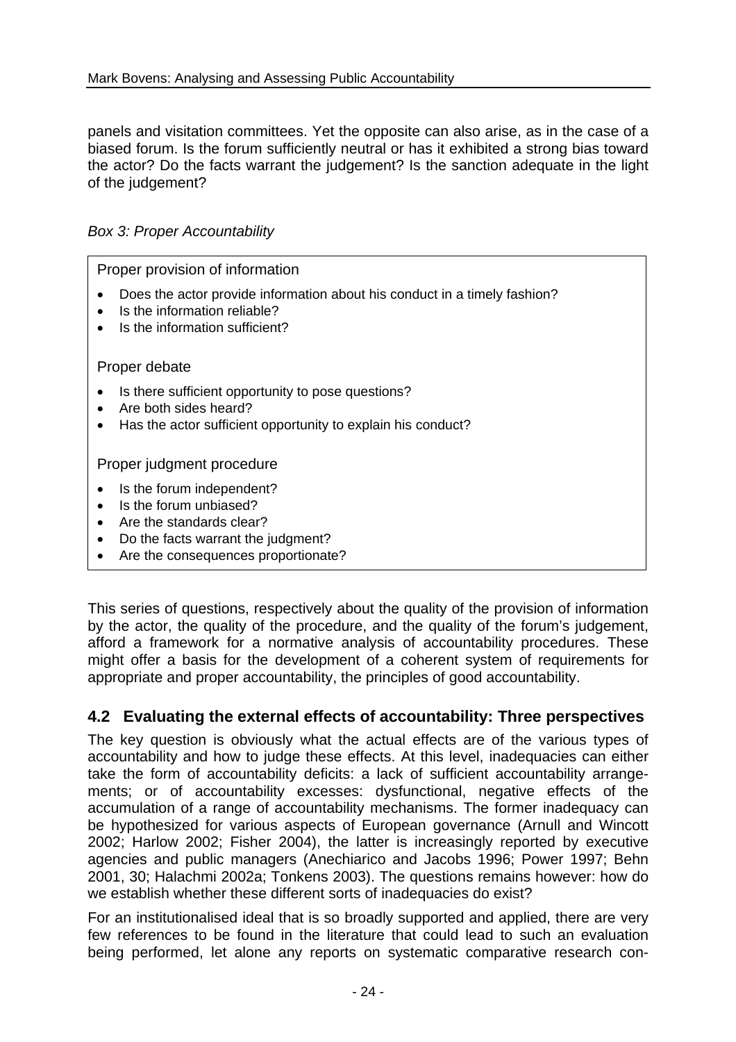panels and visitation committees. Yet the opposite can also arise, as in the case of a biased forum. Is the forum sufficiently neutral or has it exhibited a strong bias toward the actor? Do the facts warrant the judgement? Is the sanction adequate in the light of the judgement?

*Box 3: Proper Accountability*

Proper provision of information

- Does the actor provide information about his conduct in a timely fashion?
- Is the information reliable?
- Is the information sufficient?

Proper debate

- Is there sufficient opportunity to pose questions?
- Are both sides heard?
- Has the actor sufficient opportunity to explain his conduct?

Proper judgment procedure

- Is the forum independent?
- Is the forum unbiased?
- Are the standards clear?
- Do the facts warrant the judgment?
- Are the consequences proportionate?

This series of questions, respectively about the quality of the provision of information by the actor, the quality of the procedure, and the quality of the forum's judgement, afford a framework for a normative analysis of accountability procedures. These might offer a basis for the development of a coherent system of requirements for appropriate and proper accountability, the principles of good accountability.

## 4.2 Evaluating the external effects of accountability: Three perspectives

The key question is obviously what the actual effects are of the various types of accountability and how to judge these effects. At this level, inadequacies can either take the form of accountability deficits: a lack of sufficient accountability arrangements; or of accountability excesses: dysfunctional, negative effects of the accumulation of a range of accountability mechanisms. The former inadequacy can be hypothesized for various aspects of European governance (Arnull and Wincott 2002; Harlow 2002; Fisher 2004), the latter is increasingly reported by executive agencies and public managers (Anechiarico and Jacobs 1996; Power 1997; Behn 2001, 30; Halachmi 2002a; Tonkens 2003). The questions remains however: how do we establish whether these different sorts of inadequacies do exist?

For an institutionalised ideal that is so broadly supported and applied, there are very few references to be found in the literature that could lead to such an evaluation being performed, let alone any reports on systematic comparative research con-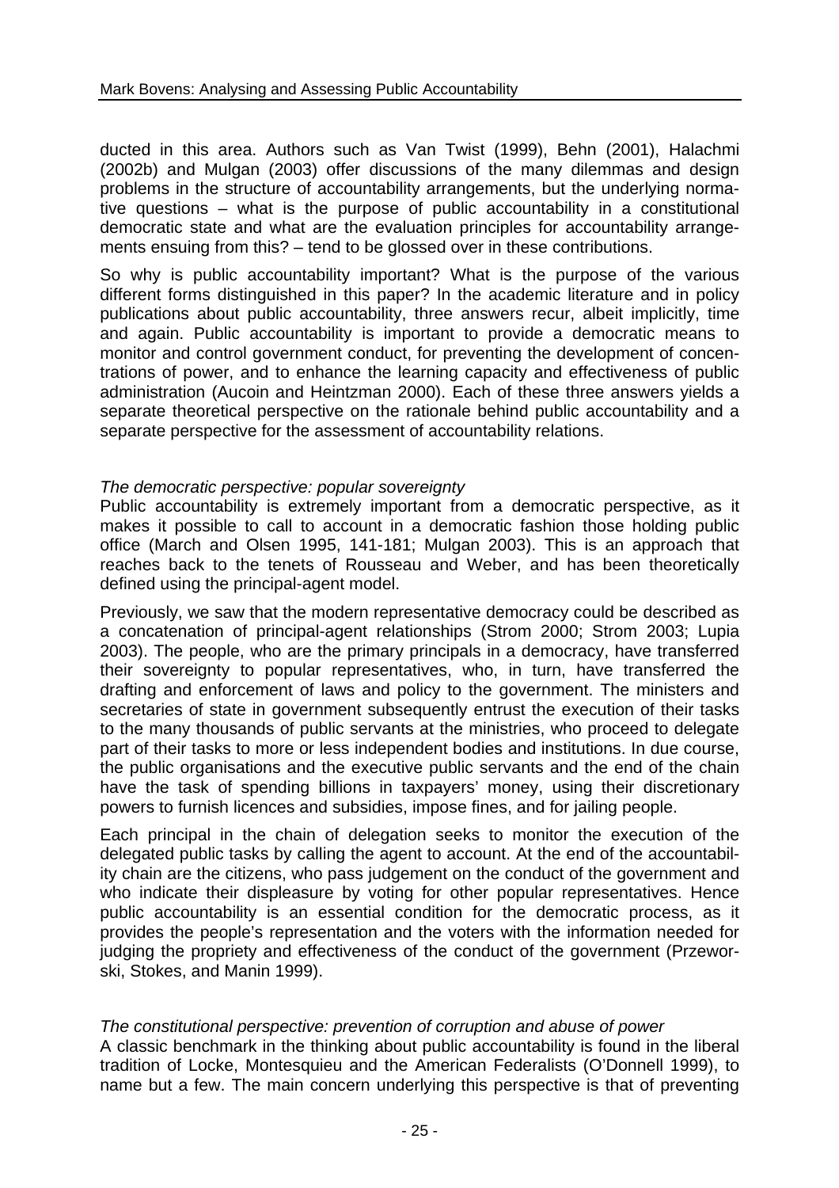ducted in this area. Authors such as Van Twist (1999), Behn (2001), Halachmi (2002b) and Mulgan (2003) offer discussions of the many dilemmas and design problems in the structure of accountability arrangements, but the underlying normative questions – what is the purpose of public accountability in a constitutional democratic state and what are the evaluation principles for accountability arrangements ensuing from this? – tend to be glossed over in these contributions.

So why is public accountability important? What is the purpose of the various different forms distinguished in this paper? In the academic literature and in policy publications about public accountability, three answers recur, albeit implicitly, time and again. Public accountability is important to provide a democratic means to monitor and control government conduct, for preventing the development of concentrations of power, and to enhance the learning capacity and effectiveness of public administration (Aucoin and Heintzman 2000). Each of these three answers yields a separate theoretical perspective on the rationale behind public accountability and a separate perspective for the assessment of accountability relations.

*The democratic perspective: popular sovereignty*

Public accountability is extremely important from a democratic perspective, as it makes it possible to call to account in a democratic fashion those holding public office (March and Olsen 1995, 141-181; Mulgan 2003). This is an approach that reaches back to the tenets of Rousseau and Weber, and has been theoretically defined using the principal-agent model.

Previously, we saw that the modern representative democracy could be described as a concatenation of principal-agent relationships (Strom 2000; Strom 2003; Lupia 2003). The people, who are the primary principals in a democracy, have transferred their sovereignty to popular representatives, who, in turn, have transferred the drafting and enforcement of laws and policy to the government. The ministers and secretaries of state in government subsequently entrust the execution of their tasks to the many thousands of public servants at the ministries, who proceed to delegate part of their tasks to more or less independent bodies and institutions. In due course, the public organisations and the executive public servants and the end of the chain have the task of spending billions in taxpayers' money, using their discretionary powers to furnish licences and subsidies, impose fines, and for jailing people.

Each principal in the chain of delegation seeks to monitor the execution of the delegated public tasks by calling the agent to account. At the end of the accountability chain are the citizens, who pass judgement on the conduct of the government and who indicate their displeasure by voting for other popular representatives. Hence public accountability is an essential condition for the democratic process, as it provides the people's representation and the voters with the information needed for judging the propriety and effectiveness of the conduct of the government (Przeworski, Stokes, and Manin 1999).

*The constitutional perspective: prevention of corruption and abuse of power*

A classic benchmark in the thinking about public accountability is found in the liberal tradition of Locke, Montesquieu and the American Federalists (O'Donnell 1999), to name but a few. The main concern underlying this perspective is that of preventing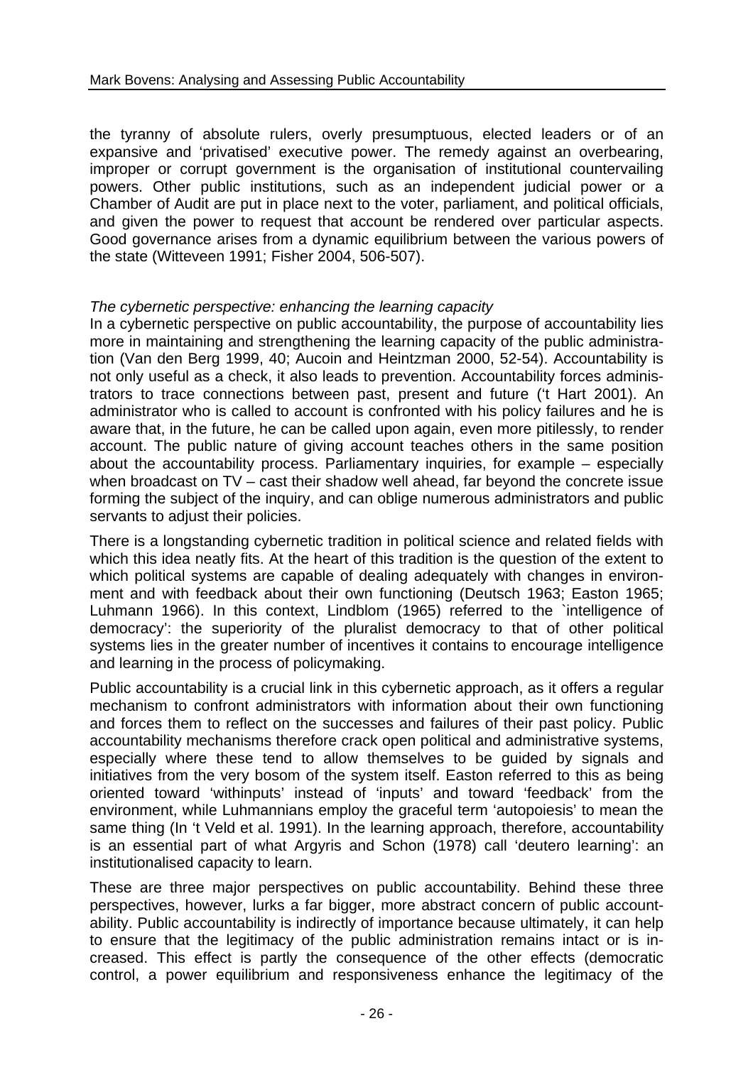the tyranny of absolute rulers, overly presumptuous, elected leaders or of an expansive and 'privatised' executive power. The remedy against an overbearing, improper or corrupt government is the organisation of institutional countervailing powers. Other public institutions, such as an independent judicial power or a Chamber of Audit are put in place next to the voter, parliament, and political officials, and given the power to request that account be rendered over particular aspects. Good governance arises from a dynamic equilibrium between the various powers of the state (Witteveen 1991; Fisher 2004, 506-507).

*The cybernetic perspective: enhancing the learning capacity*

In a cybernetic perspective on public accountability, the purpose of accountability lies more in maintaining and strengthening the learning capacity of the public administration (Van den Berg 1999, 40; Aucoin and Heintzman 2000, 52-54). Accountability is not only useful as a check, it also leads to prevention. Accountability forces administrators to trace connections between past, present and future ('t Hart 2001). An administrator who is called to account is confronted with his policy failures and he is aware that, in the future, he can be called upon again, even more pitilessly, to render account. The public nature of giving account teaches others in the same position about the accountability process. Parliamentary inquiries, for example – especially when broadcast on TV – cast their shadow well ahead, far beyond the concrete issue forming the subject of the inquiry, and can oblige numerous administrators and public servants to adjust their policies.

There is a longstanding cybernetic tradition in political science and related fields with which this idea neatly fits. At the heart of this tradition is the question of the extent to which political systems are capable of dealing adequately with changes in environment and with feedback about their own functioning (Deutsch 1963; Easton 1965; Luhmann 1966). In this context, Lindblom (1965) referred to the `intelligence of democracy': the superiority of the pluralist democracy to that of other political systems lies in the greater number of incentives it contains to encourage intelligence and learning in the process of policymaking.

Public accountability is a crucial link in this cybernetic approach, as it offers a regular mechanism to confront administrators with information about their own functioning and forces them to reflect on the successes and failures of their past policy. Public accountability mechanisms therefore crack open political and administrative systems, especially where these tend to allow themselves to be guided by signals and initiatives from the very bosom of the system itself. Easton referred to this as being oriented toward 'withinputs' instead of 'inputs' and toward 'feedback' from the environment, while Luhmannians employ the graceful term 'autopoiesis' to mean the same thing (In 't Veld et al. 1991). In the learning approach, therefore, accountability is an essential part of what Argyris and Schon (1978) call 'deutero learning': an institutionalised capacity to learn.

These are three major perspectives on public accountability. Behind these three perspectives, however, lurks a far bigger, more abstract concern of public accountability. Public accountability is indirectly of importance because ultimately, it can help to ensure that the legitimacy of the public administration remains intact or is increased. This effect is partly the consequence of the other effects (democratic control, a power equilibrium and responsiveness enhance the legitimacy of the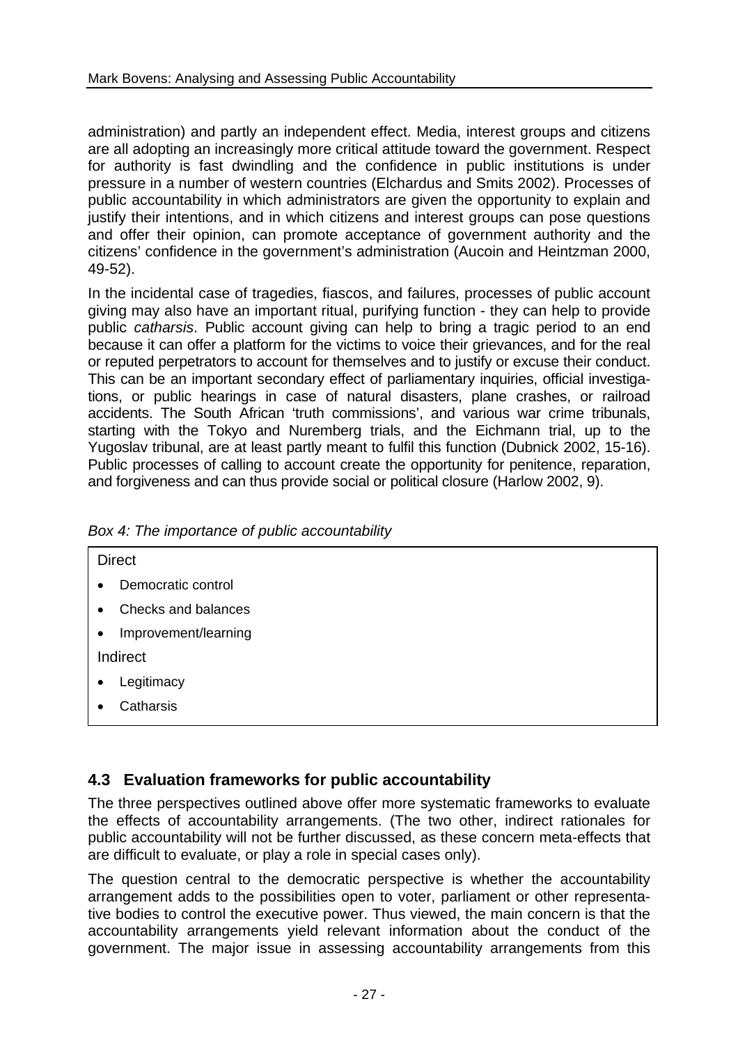administration) and partly an independent effect. Media, interest groups and citizens are all adopting an increasingly more critical attitude toward the government. Respect for authority is fast dwindling and the confidence in public institutions is under pressure in a number of western countries (Elchardus and Smits 2002). Processes of public accountability in which administrators are given the opportunity to explain and justify their intentions, and in which citizens and interest groups can pose questions and offer their opinion, can promote acceptance of government authority and the citizens' confidence in the government's administration (Aucoin and Heintzman 2000, 49-52).

In the incidental case of tragedies, fiascos, and failures, processes of public account giving may also have an important ritual, purifying function - they can help to provide public *catharsis*. Public account giving can help to bring a tragic period to an end because it can offer a platform for the victims to voice their grievances, and for the real or reputed perpetrators to account for themselves and to justify or excuse their conduct. This can be an important secondary effect of parliamentary inquiries, official investigations, or public hearings in case of natural disasters, plane crashes, or railroad accidents. The South African 'truth commissions', and various war crime tribunals, starting with the Tokyo and Nuremberg trials, and the Eichmann trial, up to the Yugoslav tribunal, are at least partly meant to fulfil this function (Dubnick 2002, 15-16). Public processes of calling to account create the opportunity for penitence, reparation, and forgiveness and can thus provide social or political closure (Harlow 2002, 9).

*Box 4: The importance of public accountability*

Direct

- Democratic control
- Checks and balances
- Improvement/learning

Indirect

- Legitimacy
- Catharsis

### 4.3 Evaluation frameworks for public accountability

The three perspectives outlined above offer more systematic frameworks to evaluate the effects of accountability arrangements. (The two other, indirect rationales for public accountability will not be further discussed, as these concern meta-effects that are difficult to evaluate, or play a role in special cases only).

The question central to the democratic perspective is whether the accountability arrangement adds to the possibilities open to voter, parliament or other representative bodies to control the executive power. Thus viewed, the main concern is that the accountability arrangements yield relevant information about the conduct of the government. The major issue in assessing accountability arrangements from this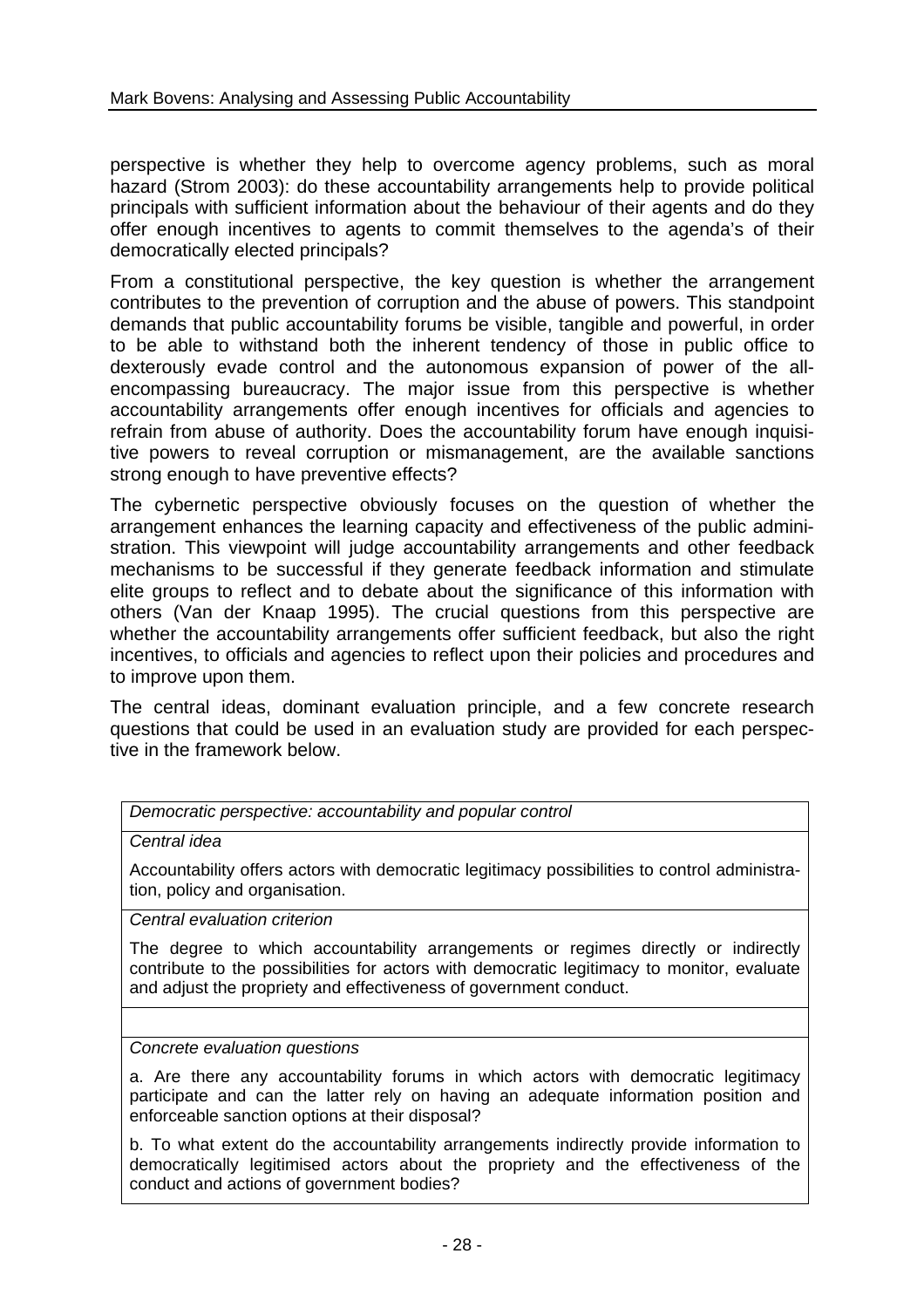perspective is whether they help to overcome agency problems, such as moral hazard (Strom 2003): do these accountability arrangements help to provide political principals with sufficient information about the behaviour of their agents and do they offer enough incentives to agents to commit themselves to the agenda's of their democratically elected principals?

From a constitutional perspective, the key question is whether the arrangement contributes to the prevention of corruption and the abuse of powers. This standpoint demands that public accountability forums be visible, tangible and powerful, in order to be able to withstand both the inherent tendency of those in public office to dexterously evade control and the autonomous expansion of power of the all-encompassing bureaucracy. The major issue from this perspective is whether accountability arrangements offer enough incentives for officials and agencies to refrain from abuse of authority. Does the accountability forum have enough inquisitive powers to reveal corruption or mismanagement, are the available sanctions strong enough to have preventive effects?

The cybernetic perspective obviously focuses on the question of whether the arrangement enhances the learning capacity and effectiveness of the public administration. This viewpoint will judge accountability arrangements and other feedback mechanisms to be successful if they generate feedback information and stimulate elite groups to reflect and to debate about the significance of this information with others (Van der Knaap 1995). The crucial questions from this perspective are whether the accountability arrangements offer sufficient feedback, but also the right incentives, to officials and agencies to reflect upon their policies and procedures and to improve upon them.

The central ideas, dominant evaluation principle, and a few concrete research questions that could be used in an evaluation study are provided for each perspective in the framework below.

| |
|---|
| *Democratic perspective: accountability and popular control* |
| *Central idea*<br>Accountability offers actors with democratic legitimacy possibilities to control administration, policy and organisation. |
| *Central evaluation criterion*<br>The degree to which accountability arrangements or regimes directly or indirectly contribute to the possibilities for actors with democratic legitimacy to monitor, evaluate and adjust the propriety and effectiveness of government conduct. |
| |
| *Concrete evaluation questions*<br>a. Are there any accountability forums in which actors with democratic legitimacy participate and can the latter rely on having an adequate information position and enforceable sanction options at their disposal?<br>b. To what extent do the accountability arrangements indirectly provide information to democratically legitimised actors about the propriety and the effectiveness of the conduct and actions of government bodies? |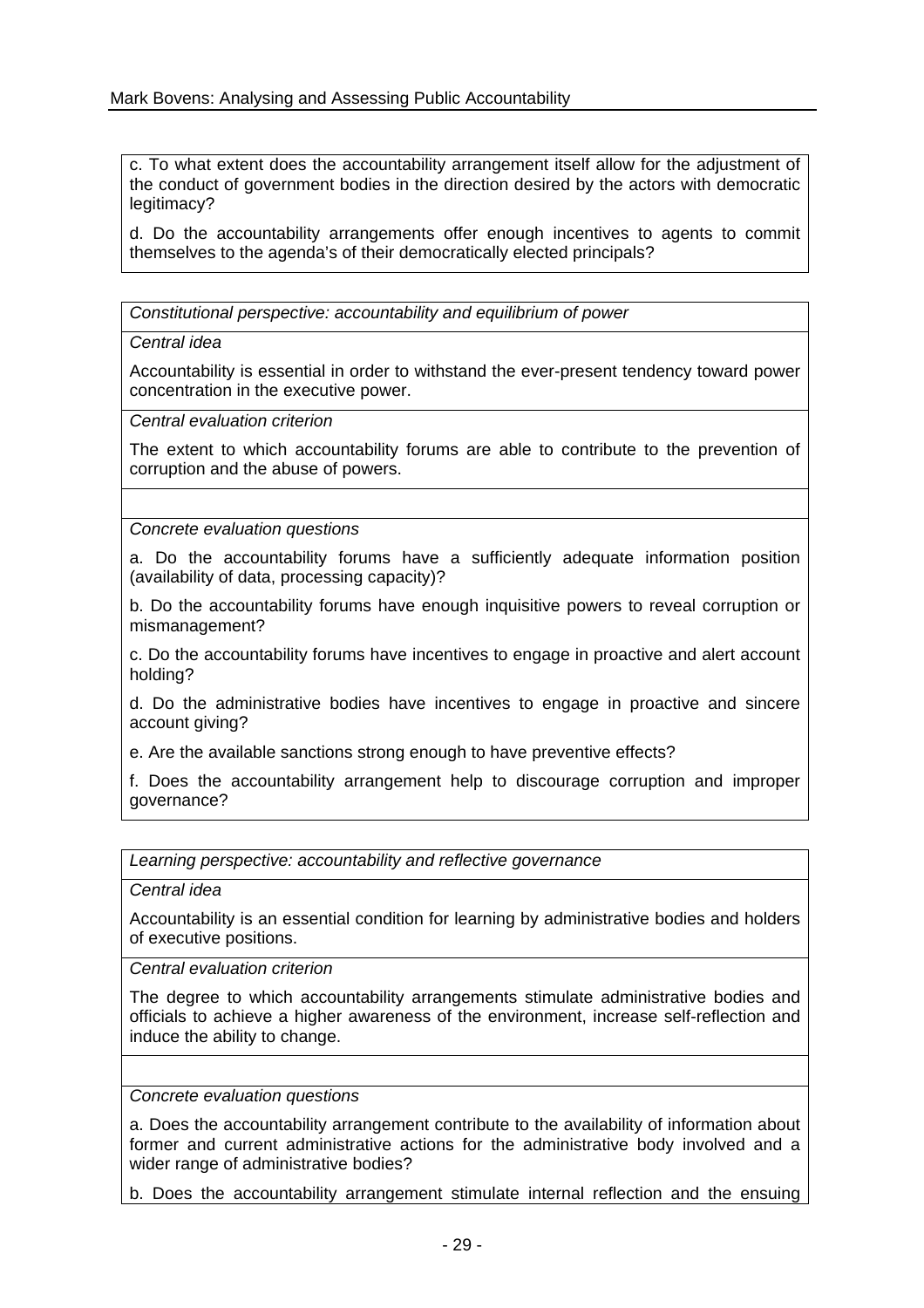c. To what extent does the accountability arrangement itself allow for the adjustment of the conduct of government bodies in the direction desired by the actors with democratic legitimacy?

d. Do the accountability arrangements offer enough incentives to agents to commit themselves to the agenda's of their democratically elected principals?

*Constitutional perspective: accountability and equilibrium of power*

*Central idea*

Accountability is essential in order to withstand the ever-present tendency toward power concentration in the executive power.

*Central evaluation criterion*

The extent to which accountability forums are able to contribute to the prevention of corruption and the abuse of powers.

*Concrete evaluation questions*

a. Do the accountability forums have a sufficiently adequate information position (availability of data, processing capacity)?

b. Do the accountability forums have enough inquisitive powers to reveal corruption or mismanagement?

c. Do the accountability forums have incentives to engage in proactive and alert account holding?

d. Do the administrative bodies have incentives to engage in proactive and sincere account giving?

e. Are the available sanctions strong enough to have preventive effects?

f. Does the accountability arrangement help to discourage corruption and improper governance?

*Learning perspective: accountability and reflective governance*

*Central idea*

Accountability is an essential condition for learning by administrative bodies and holders of executive positions.

*Central evaluation criterion*

The degree to which accountability arrangements stimulate administrative bodies and officials to achieve a higher awareness of the environment, increase self-reflection and induce the ability to change.

*Concrete evaluation questions*

a. Does the accountability arrangement contribute to the availability of information about former and current administrative actions for the administrative body involved and a wider range of administrative bodies?

b. Does the accountability arrangement stimulate internal reflection and the ensuing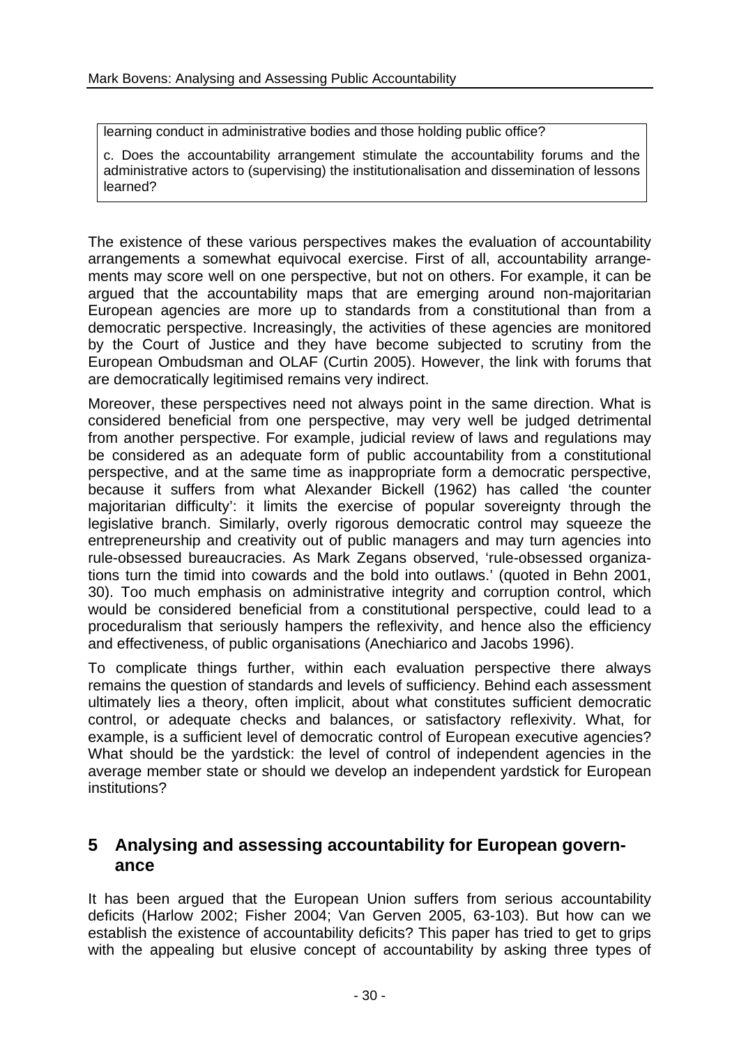learning conduct in administrative bodies and those holding public office?

c. Does the accountability arrangement stimulate the accountability forums and the administrative actors to (supervising) the institutionalisation and dissemination of lessons learned?

The existence of these various perspectives makes the evaluation of accountability arrangements a somewhat equivocal exercise. First of all, accountability arrangements may score well on one perspective, but not on others. For example, it can be argued that the accountability maps that are emerging around non-majoritarian European agencies are more up to standards from a constitutional than from a democratic perspective. Increasingly, the activities of these agencies are monitored by the Court of Justice and they have become subjected to scrutiny from the European Ombudsman and OLAF (Curtin 2005). However, the link with forums that are democratically legitimised remains very indirect.

Moreover, these perspectives need not always point in the same direction. What is considered beneficial from one perspective, may very well be judged detrimental from another perspective. For example, judicial review of laws and regulations may be considered as an adequate form of public accountability from a constitutional perspective, and at the same time as inappropriate form a democratic perspective, because it suffers from what Alexander Bickell (1962) has called 'the counter majoritarian difficulty': it limits the exercise of popular sovereignty through the legislative branch. Similarly, overly rigorous democratic control may squeeze the entrepreneurship and creativity out of public managers and may turn agencies into rule-obsessed bureaucracies. As Mark Zegans observed, 'rule-obsessed organizations turn the timid into cowards and the bold into outlaws.' (quoted in Behn 2001, 30). Too much emphasis on administrative integrity and corruption control, which would be considered beneficial from a constitutional perspective, could lead to a proceduralism that seriously hampers the reflexivity, and hence also the efficiency and effectiveness, of public organisations (Anechiarico and Jacobs 1996).

To complicate things further, within each evaluation perspective there always remains the question of standards and levels of sufficiency. Behind each assessment ultimately lies a theory, often implicit, about what constitutes sufficient democratic control, or adequate checks and balances, or satisfactory reflexivity. What, for example, is a sufficient level of democratic control of European executive agencies? What should be the yardstick: the level of control of independent agencies in the average member state or should we develop an independent yardstick for European institutions?

## 5 Analysing and assessing accountability for European governance

It has been argued that the European Union suffers from serious accountability deficits (Harlow 2002; Fisher 2004; Van Gerven 2005, 63-103). But how can we establish the existence of accountability deficits? This paper has tried to get to grips with the appealing but elusive concept of accountability by asking three types of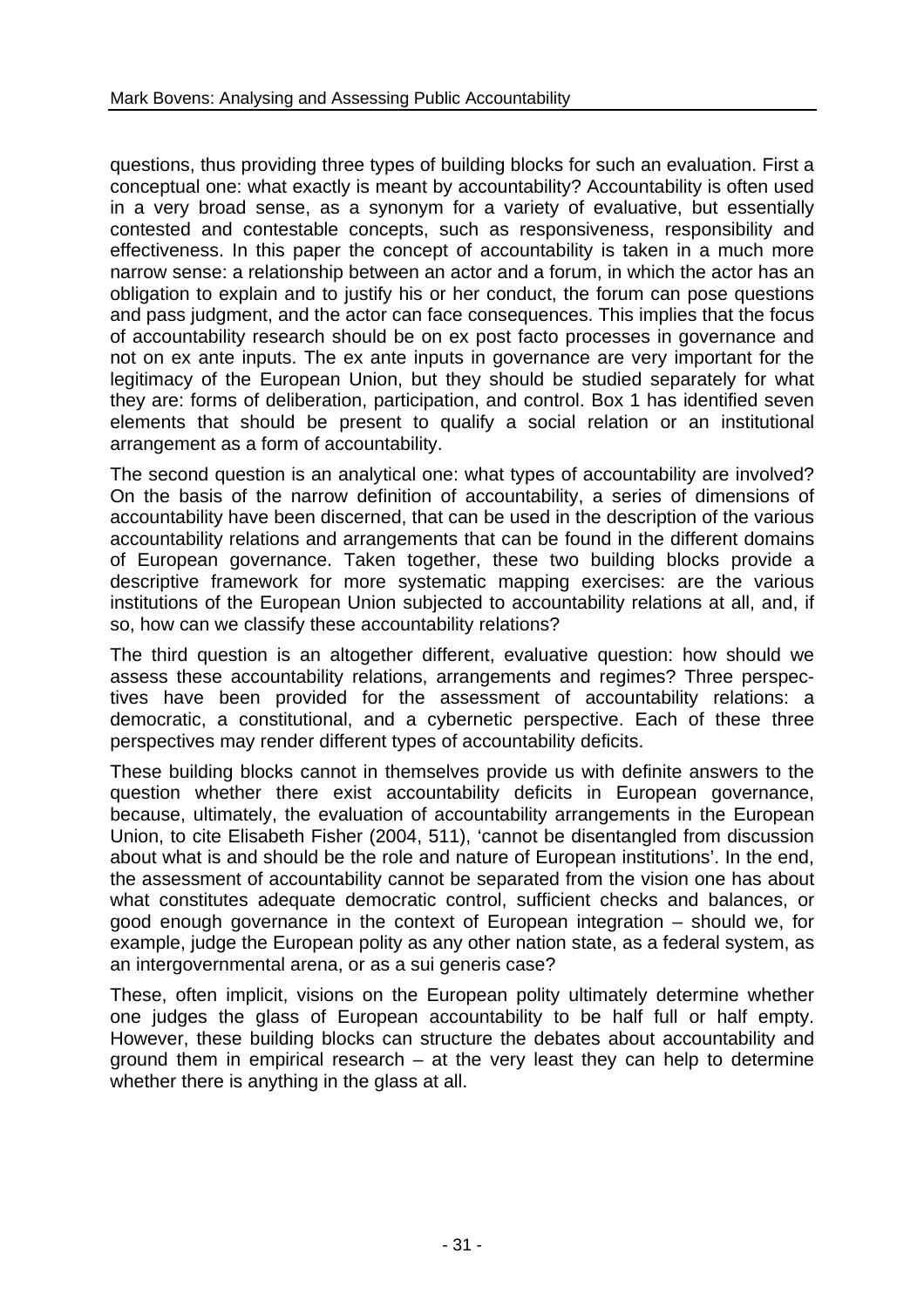questions, thus providing three types of building blocks for such an evaluation. First a conceptual one: what exactly is meant by accountability? Accountability is often used in a very broad sense, as a synonym for a variety of evaluative, but essentially contested and contestable concepts, such as responsiveness, responsibility and effectiveness. In this paper the concept of accountability is taken in a much more narrow sense: a relationship between an actor and a forum, in which the actor has an obligation to explain and to justify his or her conduct, the forum can pose questions and pass judgment, and the actor can face consequences. This implies that the focus of accountability research should be on ex post facto processes in governance and not on ex ante inputs. The ex ante inputs in governance are very important for the legitimacy of the European Union, but they should be studied separately for what they are: forms of deliberation, participation, and control. Box 1 has identified seven elements that should be present to qualify a social relation or an institutional arrangement as a form of accountability.

The second question is an analytical one: what types of accountability are involved? On the basis of the narrow definition of accountability, a series of dimensions of accountability have been discerned, that can be used in the description of the various accountability relations and arrangements that can be found in the different domains of European governance. Taken together, these two building blocks provide a descriptive framework for more systematic mapping exercises: are the various institutions of the European Union subjected to accountability relations at all, and, if so, how can we classify these accountability relations?

The third question is an altogether different, evaluative question: how should we assess these accountability relations, arrangements and regimes? Three perspectives have been provided for the assessment of accountability relations: a democratic, a constitutional, and a cybernetic perspective. Each of these three perspectives may render different types of accountability deficits.

These building blocks cannot in themselves provide us with definite answers to the question whether there exist accountability deficits in European governance, because, ultimately, the evaluation of accountability arrangements in the European Union, to cite Elisabeth Fisher (2004, 511), 'cannot be disentangled from discussion about what is and should be the role and nature of European institutions'. In the end, the assessment of accountability cannot be separated from the vision one has about what constitutes adequate democratic control, sufficient checks and balances, or good enough governance in the context of European integration – should we, for example, judge the European polity as any other nation state, as a federal system, as an intergovernmental arena, or as a sui generis case?

These, often implicit, visions on the European polity ultimately determine whether one judges the glass of European accountability to be half full or half empty. However, these building blocks can structure the debates about accountability and ground them in empirical research – at the very least they can help to determine whether there is anything in the glass at all.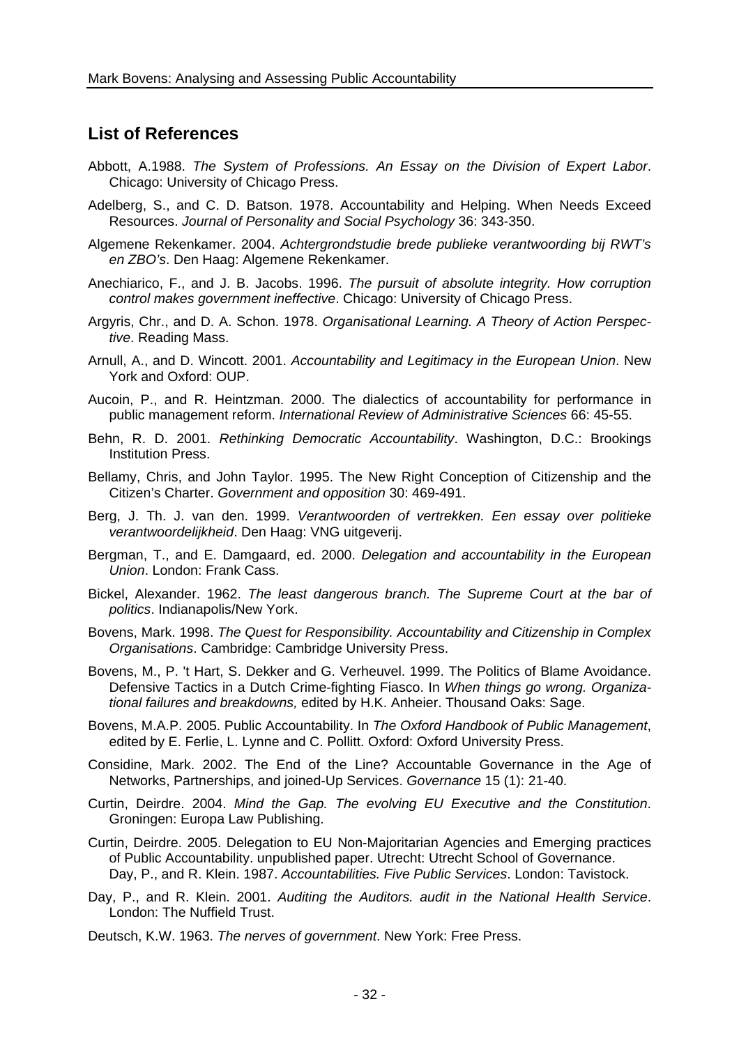## List of References

Abbott, A.1988. *The System of Professions. An Essay on the Division of Expert Labor*. Chicago: University of Chicago Press.

Adelberg, S., and C. D. Batson. 1978. Accountability and Helping. When Needs Exceed Resources. *Journal of Personality and Social Psychology* 36: 343-350.

Algemene Rekenkamer. 2004. *Achtergrondstudie brede publieke verantwoording bij RWT's en ZBO's*. Den Haag: Algemene Rekenkamer.

Anechiarico, F., and J. B. Jacobs. 1996. *The pursuit of absolute integrity. How corruption control makes government ineffective*. Chicago: University of Chicago Press.

Argyris, Chr., and D. A. Schon. 1978. *Organisational Learning. A Theory of Action Perspective*. Reading Mass.

Arnull, A., and D. Wincott. 2001. *Accountability and Legitimacy in the European Union*. New York and Oxford: OUP.

Aucoin, P., and R. Heintzman. 2000. The dialectics of accountability for performance in public management reform. *International Review of Administrative Sciences* 66: 45-55.

Behn, R. D. 2001. *Rethinking Democratic Accountability*. Washington, D.C.: Brookings Institution Press.

Bellamy, Chris, and John Taylor. 1995. The New Right Conception of Citizenship and the Citizen's Charter. *Government and opposition* 30: 469-491.

Berg, J. Th. J. van den. 1999. *Verantwoorden of vertrekken. Een essay over politieke verantwoordelijkheid*. Den Haag: VNG uitgeverij.

Bergman, T., and E. Damgaard, ed. 2000. *Delegation and accountability in the European Union*. London: Frank Cass.

Bickel, Alexander. 1962. *The least dangerous branch. The Supreme Court at the bar of politics*. Indianapolis/New York.

Bovens, Mark. 1998. *The Quest for Responsibility. Accountability and Citizenship in Complex Organisations*. Cambridge: Cambridge University Press.

Bovens, M., P. 't Hart, S. Dekker and G. Verheuvel. 1999. The Politics of Blame Avoidance. Defensive Tactics in a Dutch Crime-fighting Fiasco. In *When things go wrong. Organizational failures and breakdowns,* edited by H.K. Anheier. Thousand Oaks: Sage.

Bovens, M.A.P. 2005. Public Accountability. In *The Oxford Handbook of Public Management*, edited by E. Ferlie, L. Lynne and C. Pollitt. Oxford: Oxford University Press.

Considine, Mark. 2002. The End of the Line? Accountable Governance in the Age of Networks, Partnerships, and joined-Up Services. *Governance* 15 (1): 21-40.

Curtin, Deirdre. 2004. *Mind the Gap. The evolving EU Executive and the Constitution*. Groningen: Europa Law Publishing.

Curtin, Deirdre. 2005. Delegation to EU Non-Majoritarian Agencies and Emerging practices of Public Accountability. unpublished paper. Utrecht: Utrecht School of Governance.

Day, P., and R. Klein. 1987. *Accountabilities. Five Public Services*. London: Tavistock.

Day, P., and R. Klein. 2001. *Auditing the Auditors. audit in the National Health Service*. London: The Nuffield Trust.

Deutsch, K.W. 1963. *The nerves of government*. New York: Free Press.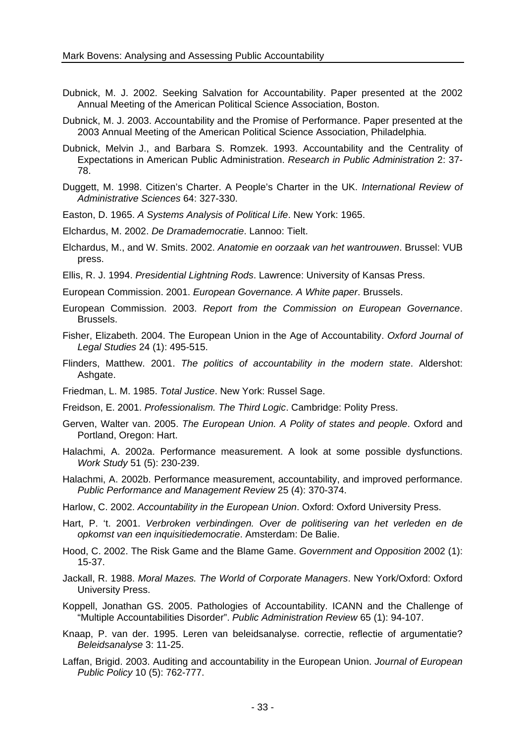Dubnick, M. J. 2002. Seeking Salvation for Accountability. Paper presented at the 2002 Annual Meeting of the American Political Science Association, Boston.

Dubnick, M. J. 2003. Accountability and the Promise of Performance. Paper presented at the 2003 Annual Meeting of the American Political Science Association, Philadelphia.

Dubnick, Melvin J., and Barbara S. Romzek. 1993. Accountability and the Centrality of Expectations in American Public Administration. *Research in Public Administration* 2: 37-78.

Duggett, M. 1998. Citizen's Charter. A People's Charter in the UK. *International Review of Administrative Sciences* 64: 327-330.

Easton, D. 1965. *A Systems Analysis of Political Life*. New York: 1965.

Elchardus, M. 2002. *De Dramademocratie*. Lannoo: Tielt.

Elchardus, M., and W. Smits. 2002. *Anatomie en oorzaak van het wantrouwen*. Brussel: VUB press.

Ellis, R. J. 1994. *Presidential Lightning Rods*. Lawrence: University of Kansas Press.

European Commission. 2001. *European Governance. A White paper*. Brussels.

European Commission. 2003. *Report from the Commission on European Governance*. Brussels.

Fisher, Elizabeth. 2004. The European Union in the Age of Accountability. *Oxford Journal of Legal Studies* 24 (1): 495-515.

Flinders, Matthew. 2001. *The politics of accountability in the modern state*. Aldershot: Ashgate.

Friedman, L. M. 1985. *Total Justice*. New York: Russel Sage.

Freidson, E. 2001. *Professionalism. The Third Logic*. Cambridge: Polity Press.

Gerven, Walter van. 2005. *The European Union. A Polity of states and people*. Oxford and Portland, Oregon: Hart.

Halachmi, A. 2002a. Performance measurement. A look at some possible dysfunctions. *Work Study* 51 (5): 230-239.

Halachmi, A. 2002b. Performance measurement, accountability, and improved performance. *Public Performance and Management Review* 25 (4): 370-374.

Harlow, C. 2002. *Accountability in the European Union*. Oxford: Oxford University Press.

Hart, P. 't. 2001. *Verbroken verbindingen. Over de politisering van het verleden en de opkomst van een inquisitiedemocratie*. Amsterdam: De Balie.

Hood, C. 2002. The Risk Game and the Blame Game. *Government and Opposition* 2002 (1): 15-37.

Jackall, R. 1988. *Moral Mazes. The World of Corporate Managers*. New York/Oxford: Oxford University Press.

Koppell, Jonathan GS. 2005. Pathologies of Accountability. ICANN and the Challenge of "Multiple Accountabilities Disorder". *Public Administration Review* 65 (1): 94-107.

Knaap, P. van der. 1995. Leren van beleidsanalyse. correctie, reflectie of argumentatie? *Beleidsanalyse* 3: 11-25.

Laffan, Brigid. 2003. Auditing and accountability in the European Union. *Journal of European Public Policy* 10 (5): 762-777.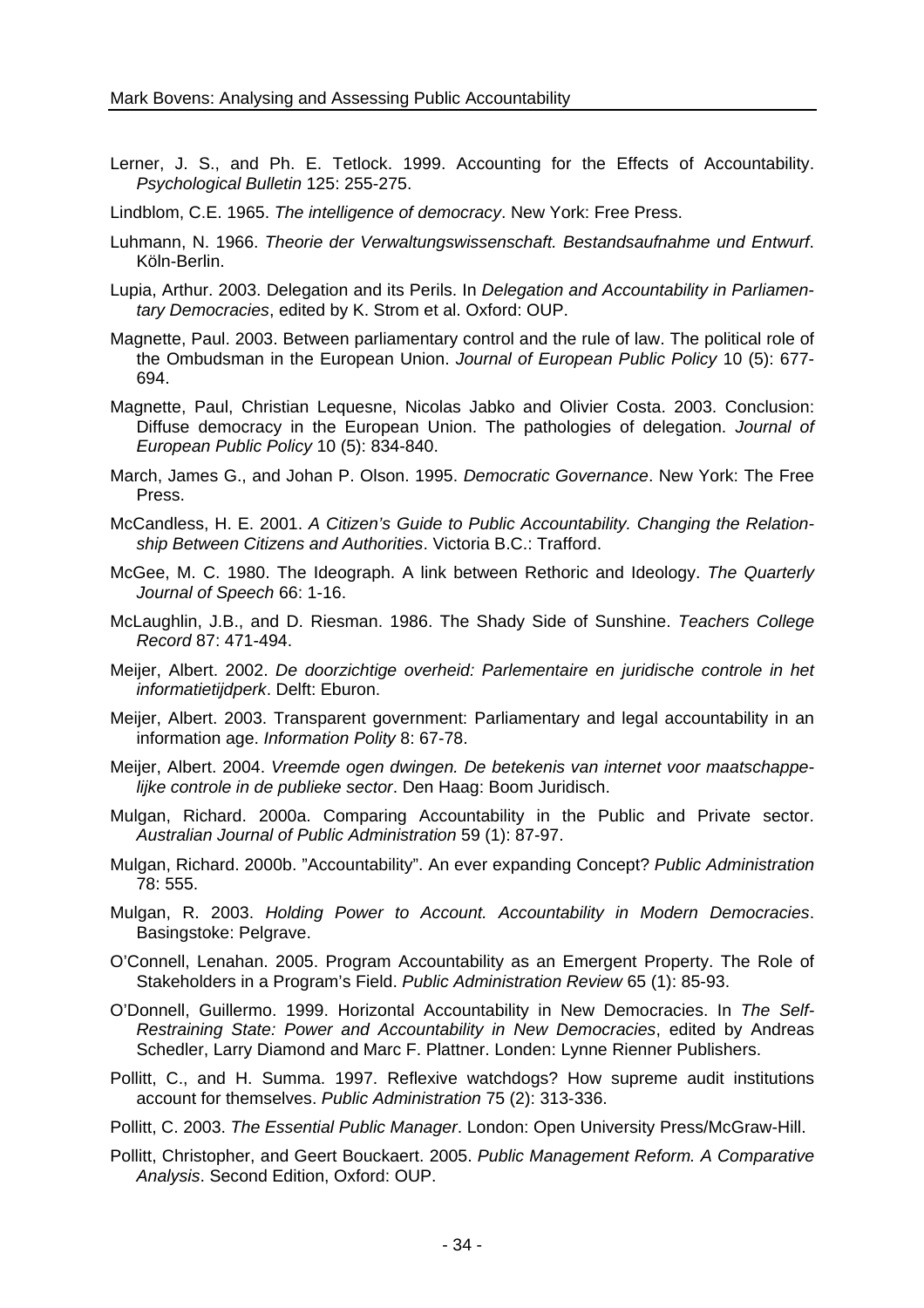Lerner, J. S., and Ph. E. Tetlock. 1999. Accounting for the Effects of Accountability. *Psychological Bulletin* 125: 255-275.

Lindblom, C.E. 1965. *The intelligence of democracy*. New York: Free Press.

Luhmann, N. 1966. *Theorie der Verwaltungswissenschaft. Bestandsaufnahme und Entwurf*. Köln-Berlin.

Lupia, Arthur. 2003. Delegation and its Perils. In *Delegation and Accountability in Parliamentary Democracies*, edited by K. Strom et al. Oxford: OUP.

Magnette, Paul. 2003. Between parliamentary control and the rule of law. The political role of the Ombudsman in the European Union. *Journal of European Public Policy* 10 (5): 677-694.

Magnette, Paul, Christian Lequesne, Nicolas Jabko and Olivier Costa. 2003. Conclusion: Diffuse democracy in the European Union. The pathologies of delegation. *Journal of European Public Policy* 10 (5): 834-840.

March, James G., and Johan P. Olson. 1995. *Democratic Governance*. New York: The Free Press.

McCandless, H. E. 2001. *A Citizen's Guide to Public Accountability. Changing the Relationship Between Citizens and Authorities*. Victoria B.C.: Trafford.

McGee, M. C. 1980. The Ideograph. A link between Rethoric and Ideology. *The Quarterly Journal of Speech* 66: 1-16.

McLaughlin, J.B., and D. Riesman. 1986. The Shady Side of Sunshine. *Teachers College Record* 87: 471-494.

Meijer, Albert. 2002. *De doorzichtige overheid: Parlementaire en juridische controle in het informatietijdperk*. Delft: Eburon.

Meijer, Albert. 2003. Transparent government: Parliamentary and legal accountability in an information age. *Information Polity* 8: 67-78.

Meijer, Albert. 2004. *Vreemde ogen dwingen. De betekenis van internet voor maatschappelijke controle in de publieke sector*. Den Haag: Boom Juridisch.

Mulgan, Richard. 2000a. Comparing Accountability in the Public and Private sector. *Australian Journal of Public Administration* 59 (1): 87-97.

Mulgan, Richard. 2000b. "Accountability". An ever expanding Concept? *Public Administration* 78: 555.

Mulgan, R. 2003. *Holding Power to Account. Accountability in Modern Democracies*. Basingstoke: Pelgrave.

O'Connell, Lenahan. 2005. Program Accountability as an Emergent Property. The Role of Stakeholders in a Program's Field. *Public Administration Review* 65 (1): 85-93.

O'Donnell, Guillermo. 1999. Horizontal Accountability in New Democracies. In *The Self-Restraining State: Power and Accountability in New Democracies*, edited by Andreas Schedler, Larry Diamond and Marc F. Plattner. Londen: Lynne Rienner Publishers.

Pollitt, C., and H. Summa. 1997. Reflexive watchdogs? How supreme audit institutions account for themselves. *Public Administration* 75 (2): 313-336.

Pollitt, C. 2003. *The Essential Public Manager*. London: Open University Press/McGraw-Hill.

Pollitt, Christopher, and Geert Bouckaert. 2005. *Public Management Reform. A Comparative Analysis*. Second Edition, Oxford: OUP.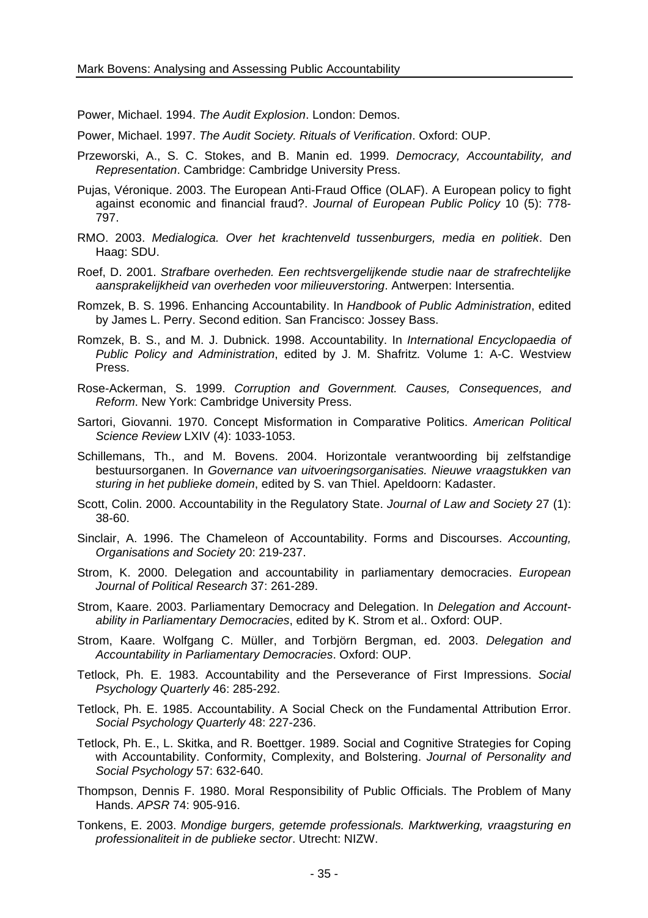Power, Michael. 1994. *The Audit Explosion*. London: Demos.

Power, Michael. 1997. *The Audit Society. Rituals of Verification*. Oxford: OUP.

Przeworski, A., S. C. Stokes, and B. Manin ed. 1999. *Democracy, Accountability, and Representation*. Cambridge: Cambridge University Press.

Pujas, Véronique. 2003. The European Anti-Fraud Office (OLAF). A European policy to fight against economic and financial fraud?. *Journal of European Public Policy* 10 (5): 778-797.

RMO. 2003. *Medialogica. Over het krachtenveld tussenburgers, media en politiek*. Den Haag: SDU.

Roef, D. 2001. *Strafbare overheden. Een rechtsvergelijkende studie naar de strafrechtelijke aansprakelijkheid van overheden voor milieuverstoring*. Antwerpen: Intersentia.

Romzek, B. S. 1996. Enhancing Accountability. In *Handbook of Public Administration*, edited by James L. Perry. Second edition. San Francisco: Jossey Bass.

Romzek, B. S., and M. J. Dubnick. 1998. Accountability. In *International Encyclopaedia of Public Policy and Administration*, edited by J. M. Shafritz*.* Volume 1: A-C. Westview Press.

Rose-Ackerman, S. 1999. *Corruption and Government. Causes, Consequences, and Reform*. New York: Cambridge University Press.

Sartori, Giovanni. 1970. Concept Misformation in Comparative Politics. *American Political Science Review* LXIV (4): 1033-1053.

Schillemans, Th., and M. Bovens. 2004. Horizontale verantwoording bij zelfstandige bestuursorganen. In *Governance van uitvoeringsorganisaties. Nieuwe vraagstukken van sturing in het publieke domein*, edited by S. van Thiel. Apeldoorn: Kadaster.

Scott, Colin. 2000. Accountability in the Regulatory State. *Journal of Law and Society* 27 (1): 38-60.

Sinclair, A. 1996. The Chameleon of Accountability. Forms and Discourses. *Accounting, Organisations and Society* 20: 219-237.

Strom, K. 2000. Delegation and accountability in parliamentary democracies. *European Journal of Political Research* 37: 261-289.

Strom, Kaare. 2003. Parliamentary Democracy and Delegation. In *Delegation and Accountability in Parliamentary Democracies*, edited by K. Strom et al.. Oxford: OUP.

Strom, Kaare. Wolfgang C. Müller, and Torbjörn Bergman, ed. 2003. *Delegation and Accountability in Parliamentary Democracies*. Oxford: OUP.

Tetlock, Ph. E. 1983. Accountability and the Perseverance of First Impressions. *Social Psychology Quarterly* 46: 285-292.

Tetlock, Ph. E. 1985. Accountability. A Social Check on the Fundamental Attribution Error. *Social Psychology Quarterly* 48: 227-236.

Tetlock, Ph. E., L. Skitka, and R. Boettger. 1989. Social and Cognitive Strategies for Coping with Accountability. Conformity, Complexity, and Bolstering. *Journal of Personality and Social Psychology* 57: 632-640.

Thompson, Dennis F. 1980. Moral Responsibility of Public Officials. The Problem of Many Hands. *APSR* 74: 905-916.

Tonkens, E. 2003. *Mondige burgers, getemde professionals. Marktwerking, vraagsturing en professionaliteit in de publieke sector*. Utrecht: NIZW.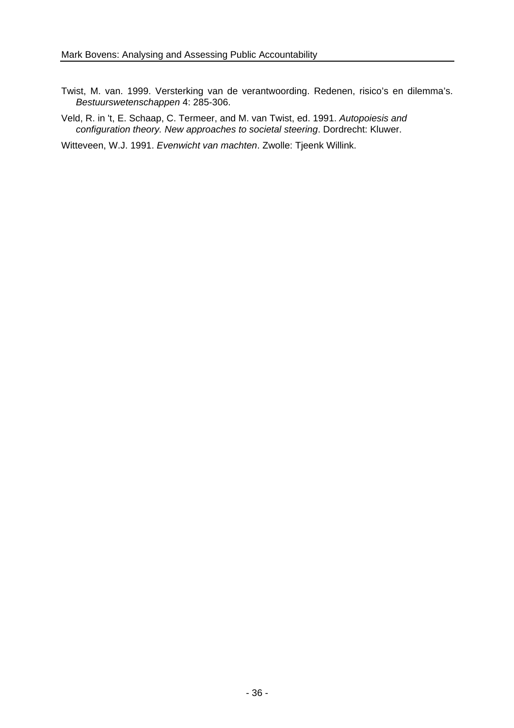Twist, M. van. 1999. Versterking van de verantwoording. Redenen, risico's en dilemma's. *Bestuurswetenschappen* 4: 285-306.

Veld, R. in 't, E. Schaap, C. Termeer, and M. van Twist, ed. 1991. *Autopoiesis and configuration theory. New approaches to societal steering*. Dordrecht: Kluwer.

Witteveen, W.J. 1991. *Evenwicht van machten*. Zwolle: Tjeenk Willink.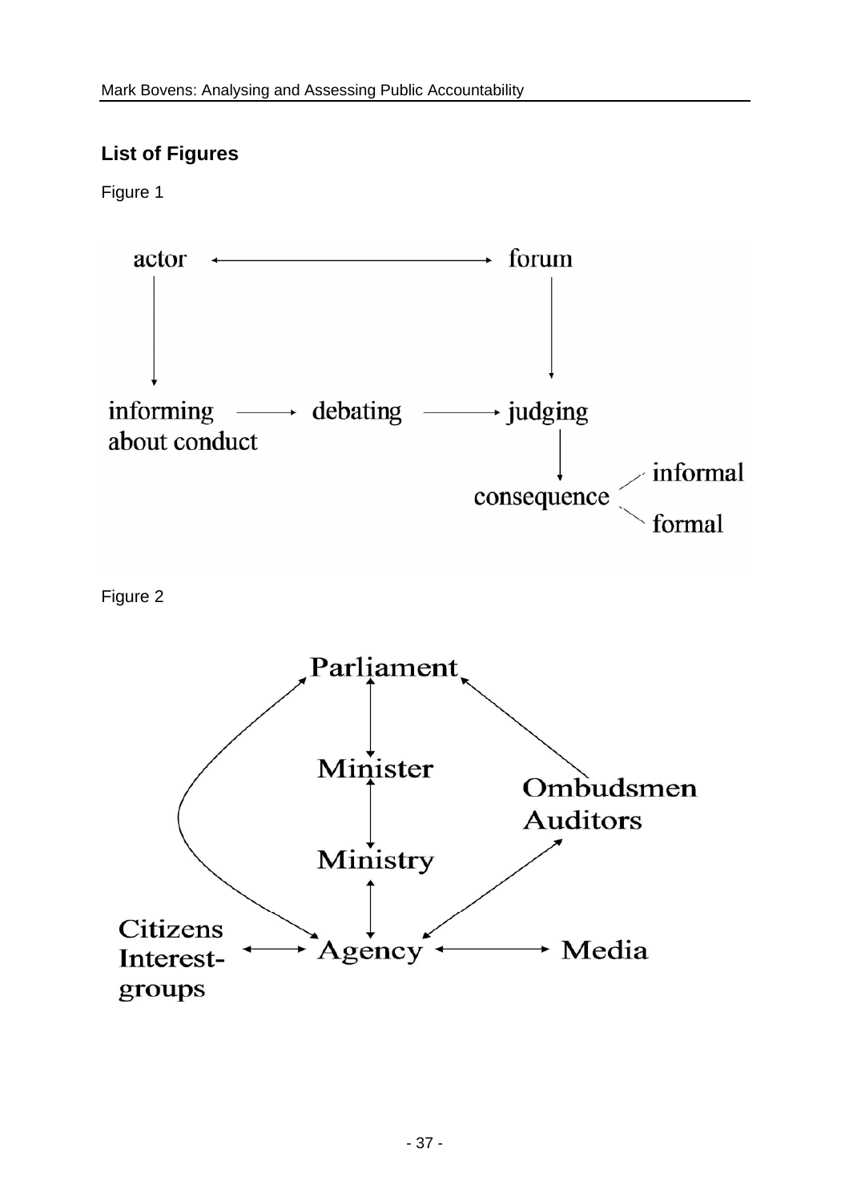## List of Figures

Figure 1

actor

forum

informing about conduct

debating

judging

consequence

informal

formal

Figure 2

Parliament

Minister

Ministry

Agency

Ombudsmen Auditors

Citizens Interest-groups

Media